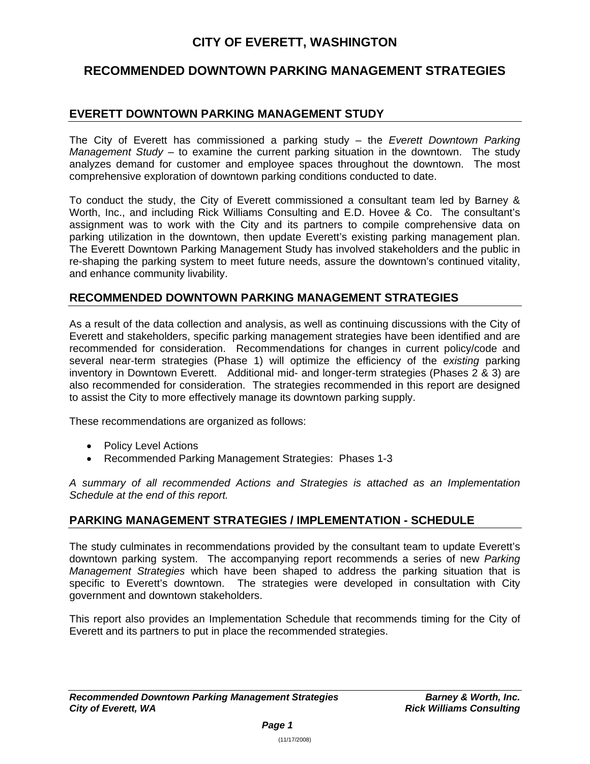# CITY OF EVERETT, WASHINGTON

# RECOMMENDED DOWNTOWN PARKING MANAGEMENT STRATEGIES

## EVERETT DOWNTOWN PARKING MANAGEMENT STUDY

The City of Everett has commissioned a parking study – the *Everett Downtown Parking Management Study* – to examine the current parking situation in the downtown. The study analyzes demand for customer and employee spaces throughout the downtown. The most comprehensive exploration of downtown parking conditions conducted to date.

To conduct the study, the City of Everett commissioned a consultant team led by Barney & Worth, Inc., and including Rick Williams Consulting and E.D. Hovee & Co. The consultant's assignment was to work with the City and its partners to compile comprehensive data on parking utilization in the downtown, then update Everett's existing parking management plan. The Everett Downtown Parking Management Study has involved stakeholders and the public in re-shaping the parking system to meet future needs, assure the downtown's continued vitality, and enhance community livability.

## RECOMMENDED DOWNTOWN PARKING MANAGEMENT STRATEGIES

As a result of the data collection and analysis, as well as continuing discussions with the City of Everett and stakeholders, specific parking management strategies have been identified and are recommended for consideration. Recommendations for changes in current policy/code and several near-term strategies (Phase 1) will optimize the efficiency of the *existing* parking inventory in Downtown Everett. Additional mid- and longer-term strategies (Phases 2 & 3) are also recommended for consideration. The strategies recommended in this report are designed to assist the City to more effectively manage its downtown parking supply.

These recommendations are organized as follows:

- Policy Level Actions
- Recommended Parking Management Strategies: Phases 1-3

*A summary of all recommended Actions and Strategies is attached as an Implementation Schedule at the end of this report.*

## PARKING MANAGEMENT STRATEGIES / IMPLEMENTATION - SCHEDULE

The study culminates in recommendations provided by the consultant team to update Everett's downtown parking system. The accompanying report recommends a series of new *Parking Management Strategies* which have been shaped to address the parking situation that is specific to Everett's downtown. The strategies were developed in consultation with City government and downtown stakeholders.

This report also provides an Implementation Schedule that recommends timing for the City of Everett and its partners to put in place the recommended strategies.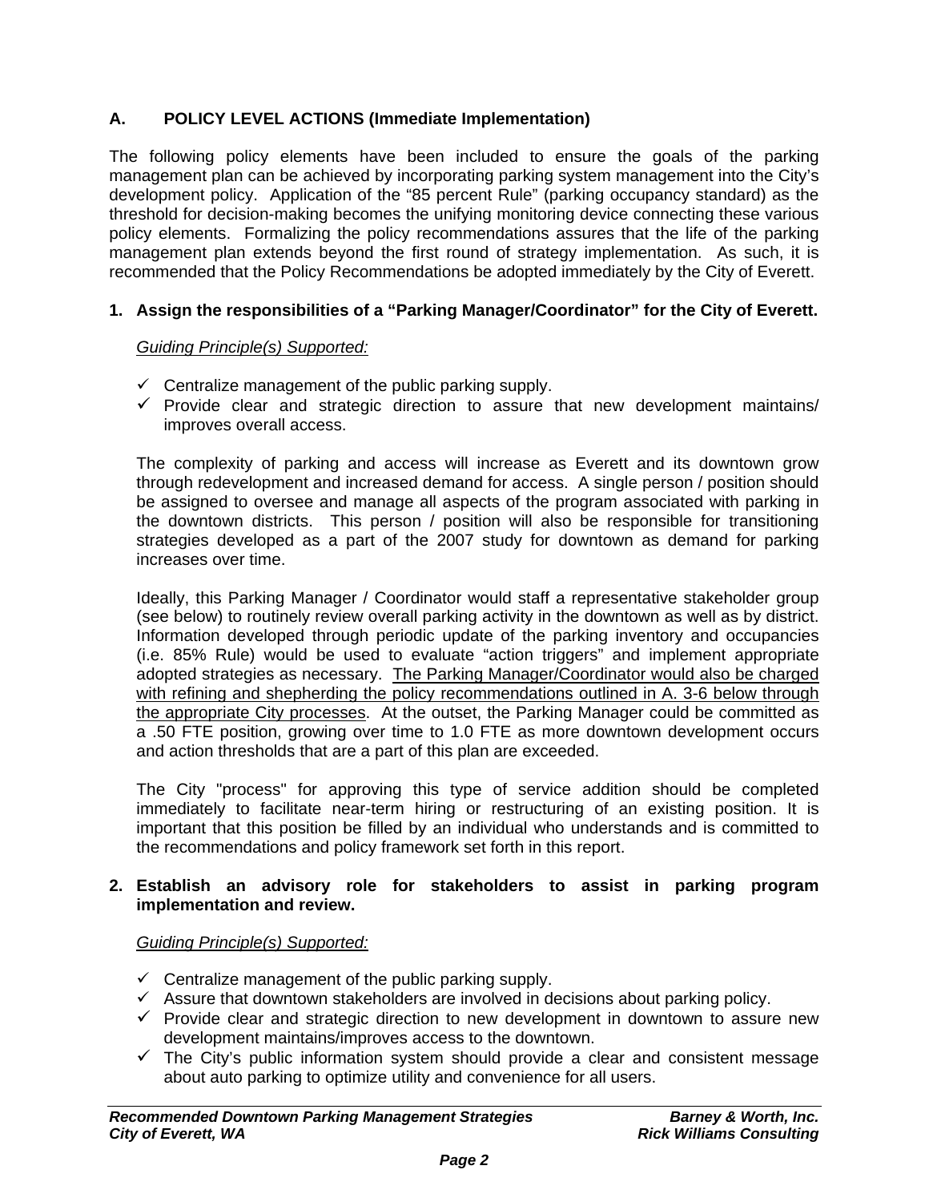## A. POLICY LEVEL ACTIONS (Immediate Implementation)

The following policy elements have been included to ensure the goals of the parking management plan can be achieved by incorporating parking system management into the City's development policy. Application of the "85 percent Rule" (parking occupancy standard) as the threshold for decision-making becomes the unifying monitoring device connecting these various policy elements. Formalizing the policy recommendations assures that the life of the parking management plan extends beyond the first round of strategy implementation. As such, it is recommended that the Policy Recommendations be adopted immediately by the City of Everett.

### 1. Assign the responsibilities of a "Parking Manager/Coordinator" for the City of Everett.

*Guiding Principle(s) Supported:*

- ✓ Centralize management of the public parking supply.
- ✓ Provide clear and strategic direction to assure that new development maintains/ improves overall access.

The complexity of parking and access will increase as Everett and its downtown grow through redevelopment and increased demand for access. A single person / position should be assigned to oversee and manage all aspects of the program associated with parking in the downtown districts. This person / position will also be responsible for transitioning strategies developed as a part of the 2007 study for downtown as demand for parking increases over time.

Ideally, this Parking Manager / Coordinator would staff a representative stakeholder group (see below) to routinely review overall parking activity in the downtown as well as by district. Information developed through periodic update of the parking inventory and occupancies (i.e. 85% Rule) would be used to evaluate "action triggers" and implement appropriate adopted strategies as necessary. The Parking Manager/Coordinator would also be charged with refining and shepherding the policy recommendations outlined in A. 3-6 below through the appropriate City processes. At the outset, the Parking Manager could be committed as a .50 FTE position, growing over time to 1.0 FTE as more downtown development occurs and action thresholds that are a part of this plan are exceeded.

The City "process" for approving this type of service addition should be completed immediately to facilitate near-term hiring or restructuring of an existing position. It is important that this position be filled by an individual who understands and is committed to the recommendations and policy framework set forth in this report.

### 2. Establish an advisory role for stakeholders to assist in parking program implementation and review.

*Guiding Principle(s) Supported:*

- ✓ Centralize management of the public parking supply.
- ✓ Assure that downtown stakeholders are involved in decisions about parking policy.
- ✓ Provide clear and strategic direction to new development in downtown to assure new development maintains/improves access to the downtown.
- ✓ The City's public information system should provide a clear and consistent message about auto parking to optimize utility and convenience for all users.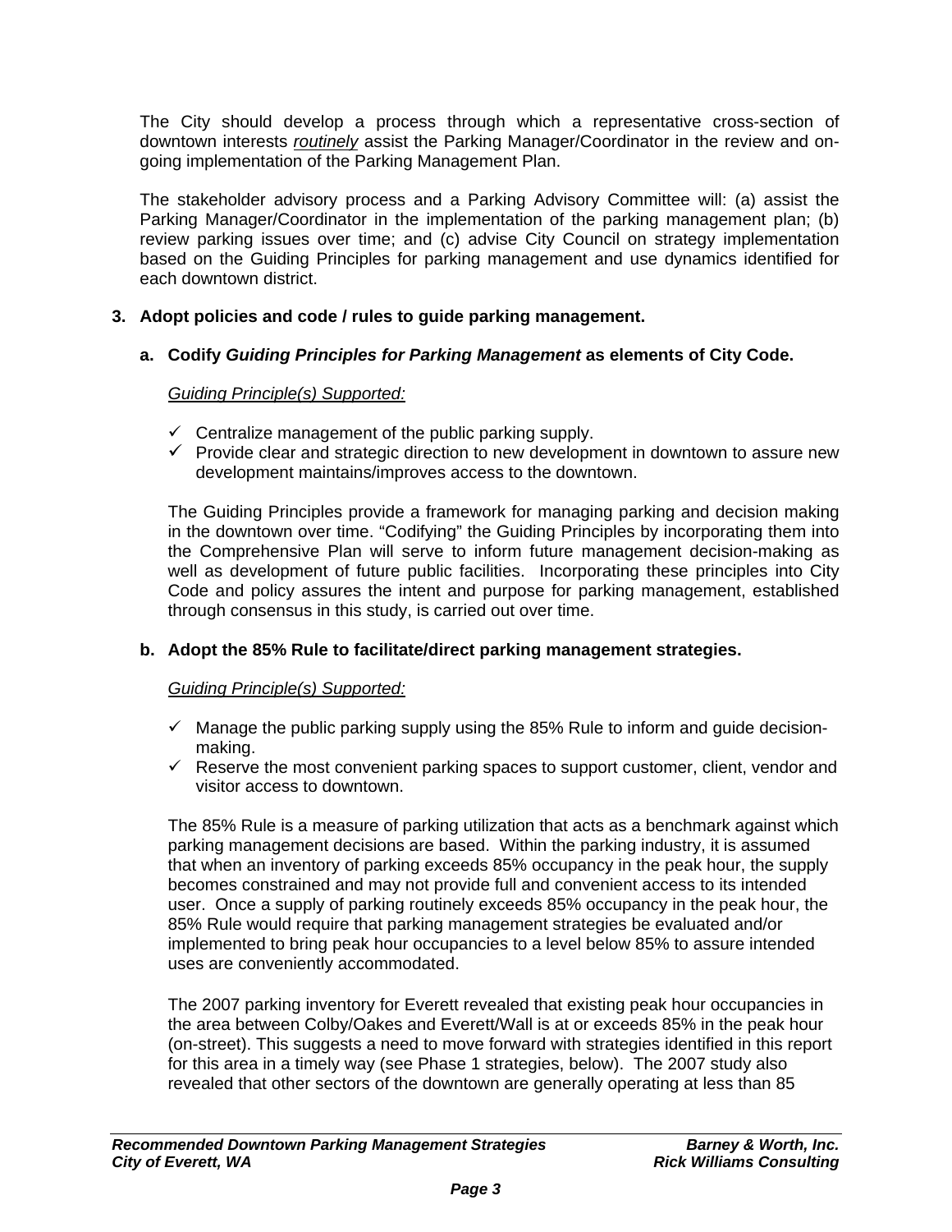The City should develop a process through which a representative cross-section of downtown interests *routinely* assist the Parking Manager/Coordinator in the review and on-going implementation of the Parking Management Plan.

The stakeholder advisory process and a Parking Advisory Committee will: (a) assist the Parking Manager/Coordinator in the implementation of the parking management plan; (b) review parking issues over time; and (c) advise City Council on strategy implementation based on the Guiding Principles for parking management and use dynamics identified for each downtown district.

**3. Adopt policies and code / rules to guide parking management.**

**a. Codify *Guiding Principles for Parking Management* as elements of City Code.**

*Guiding Principle(s) Supported:*

- ✓ Centralize management of the public parking supply.
- ✓ Provide clear and strategic direction to new development in downtown to assure new development maintains/improves access to the downtown.

The Guiding Principles provide a framework for managing parking and decision making in the downtown over time. "Codifying" the Guiding Principles by incorporating them into the Comprehensive Plan will serve to inform future management decision-making as well as development of future public facilities. Incorporating these principles into City Code and policy assures the intent and purpose for parking management, established through consensus in this study, is carried out over time.

**b. Adopt the 85% Rule to facilitate/direct parking management strategies.**

*Guiding Principle(s) Supported:*

- ✓ Manage the public parking supply using the 85% Rule to inform and guide decision-making.
- ✓ Reserve the most convenient parking spaces to support customer, client, vendor and visitor access to downtown.

The 85% Rule is a measure of parking utilization that acts as a benchmark against which parking management decisions are based. Within the parking industry, it is assumed that when an inventory of parking exceeds 85% occupancy in the peak hour, the supply becomes constrained and may not provide full and convenient access to its intended user. Once a supply of parking routinely exceeds 85% occupancy in the peak hour, the 85% Rule would require that parking management strategies be evaluated and/or implemented to bring peak hour occupancies to a level below 85% to assure intended uses are conveniently accommodated.

The 2007 parking inventory for Everett revealed that existing peak hour occupancies in the area between Colby/Oakes and Everett/Wall is at or exceeds 85% in the peak hour (on-street). This suggests a need to move forward with strategies identified in this report for this area in a timely way (see Phase 1 strategies, below). The 2007 study also revealed that other sectors of the downtown are generally operating at less than 85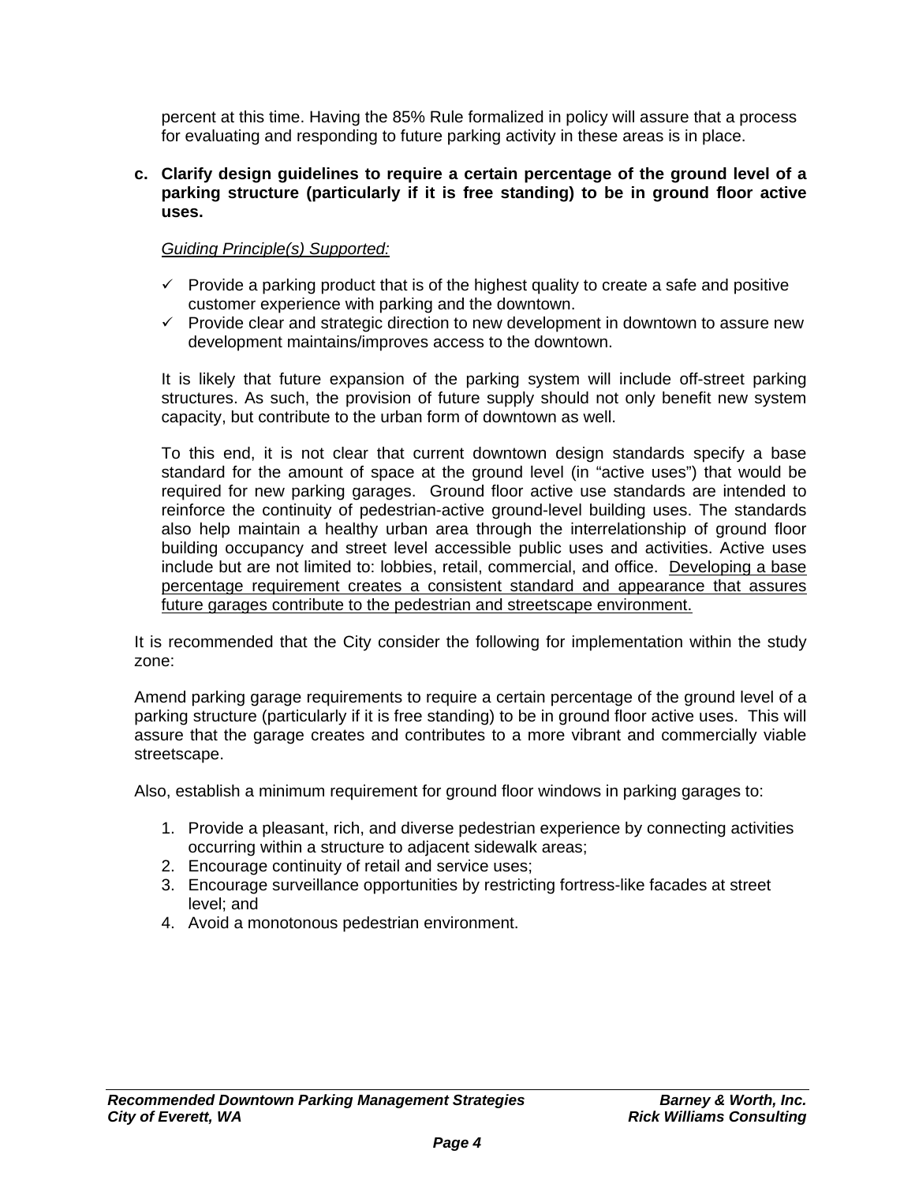percent at this time. Having the 85% Rule formalized in policy will assure that a process for evaluating and responding to future parking activity in these areas is in place.

**c. Clarify design guidelines to require a certain percentage of the ground level of a parking structure (particularly if it is free standing) to be in ground floor active uses.**

*Guiding Principle(s) Supported:*

- ✓ Provide a parking product that is of the highest quality to create a safe and positive customer experience with parking and the downtown.
- ✓ Provide clear and strategic direction to new development in downtown to assure new development maintains/improves access to the downtown.

It is likely that future expansion of the parking system will include off-street parking structures. As such, the provision of future supply should not only benefit new system capacity, but contribute to the urban form of downtown as well.

To this end, it is not clear that current downtown design standards specify a base standard for the amount of space at the ground level (in "active uses") that would be required for new parking garages. Ground floor active use standards are intended to reinforce the continuity of pedestrian-active ground-level building uses. The standards also help maintain a healthy urban area through the interrelationship of ground floor building occupancy and street level accessible public uses and activities. Active uses include but are not limited to: lobbies, retail, commercial, and office. <u>Developing a base percentage requirement creates a consistent standard and appearance that assures future garages contribute to the pedestrian and streetscape environment.</u>

It is recommended that the City consider the following for implementation within the study zone:

Amend parking garage requirements to require a certain percentage of the ground level of a parking structure (particularly if it is free standing) to be in ground floor active uses. This will assure that the garage creates and contributes to a more vibrant and commercially viable streetscape.

Also, establish a minimum requirement for ground floor windows in parking garages to:

1. Provide a pleasant, rich, and diverse pedestrian experience by connecting activities occurring within a structure to adjacent sidewalk areas;
2. Encourage continuity of retail and service uses;
3. Encourage surveillance opportunities by restricting fortress-like facades at street level; and
4. Avoid a monotonous pedestrian environment.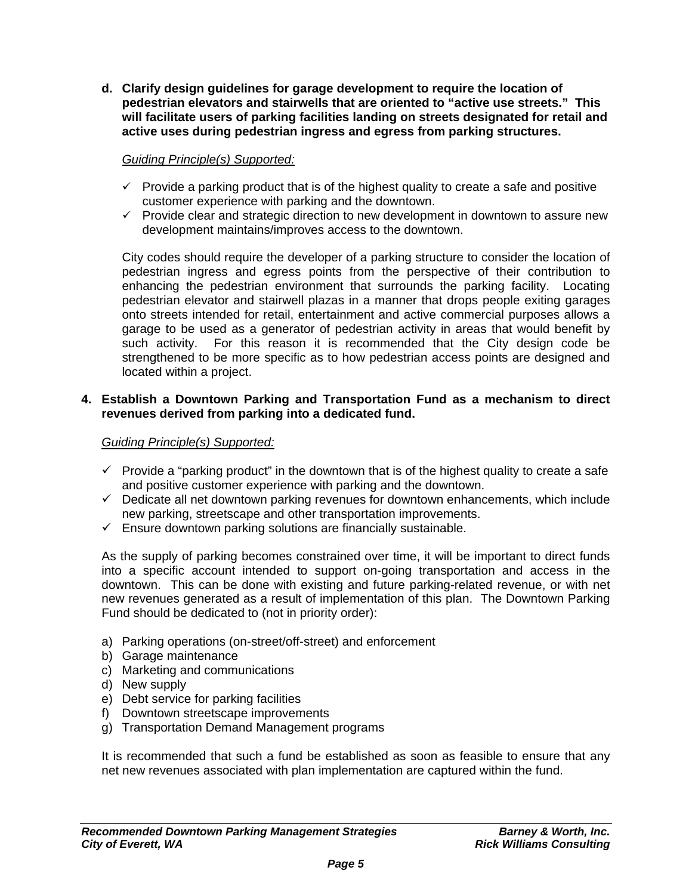**d. Clarify design guidelines for garage development to require the location of pedestrian elevators and stairwells that are oriented to "active use streets." This will facilitate users of parking facilities landing on streets designated for retail and active uses during pedestrian ingress and egress from parking structures.**

<u>*Guiding Principle(s) Supported:*</u>

- ✓ Provide a parking product that is of the highest quality to create a safe and positive customer experience with parking and the downtown.
- ✓ Provide clear and strategic direction to new development in downtown to assure new development maintains/improves access to the downtown.

City codes should require the developer of a parking structure to consider the location of pedestrian ingress and egress points from the perspective of their contribution to enhancing the pedestrian environment that surrounds the parking facility. Locating pedestrian elevator and stairwell plazas in a manner that drops people exiting garages onto streets intended for retail, entertainment and active commercial purposes allows a garage to be used as a generator of pedestrian activity in areas that would benefit by such activity. For this reason it is recommended that the City design code be strengthened to be more specific as to how pedestrian access points are designed and located within a project.

**4. Establish a Downtown Parking and Transportation Fund as a mechanism to direct revenues derived from parking into a dedicated fund.**

<u>*Guiding Principle(s) Supported:*</u>

- ✓ Provide a "parking product" in the downtown that is of the highest quality to create a safe and positive customer experience with parking and the downtown.
- ✓ Dedicate all net downtown parking revenues for downtown enhancements, which include new parking, streetscape and other transportation improvements.
- ✓ Ensure downtown parking solutions are financially sustainable.

As the supply of parking becomes constrained over time, it will be important to direct funds into a specific account intended to support on-going transportation and access in the downtown. This can be done with existing and future parking-related revenue, or with net new revenues generated as a result of implementation of this plan. The Downtown Parking Fund should be dedicated to (not in priority order):

a) Parking operations (on-street/off-street) and enforcement
b) Garage maintenance
c) Marketing and communications
d) New supply
e) Debt service for parking facilities
f) Downtown streetscape improvements
g) Transportation Demand Management programs

It is recommended that such a fund be established as soon as feasible to ensure that any net new revenues associated with plan implementation are captured within the fund.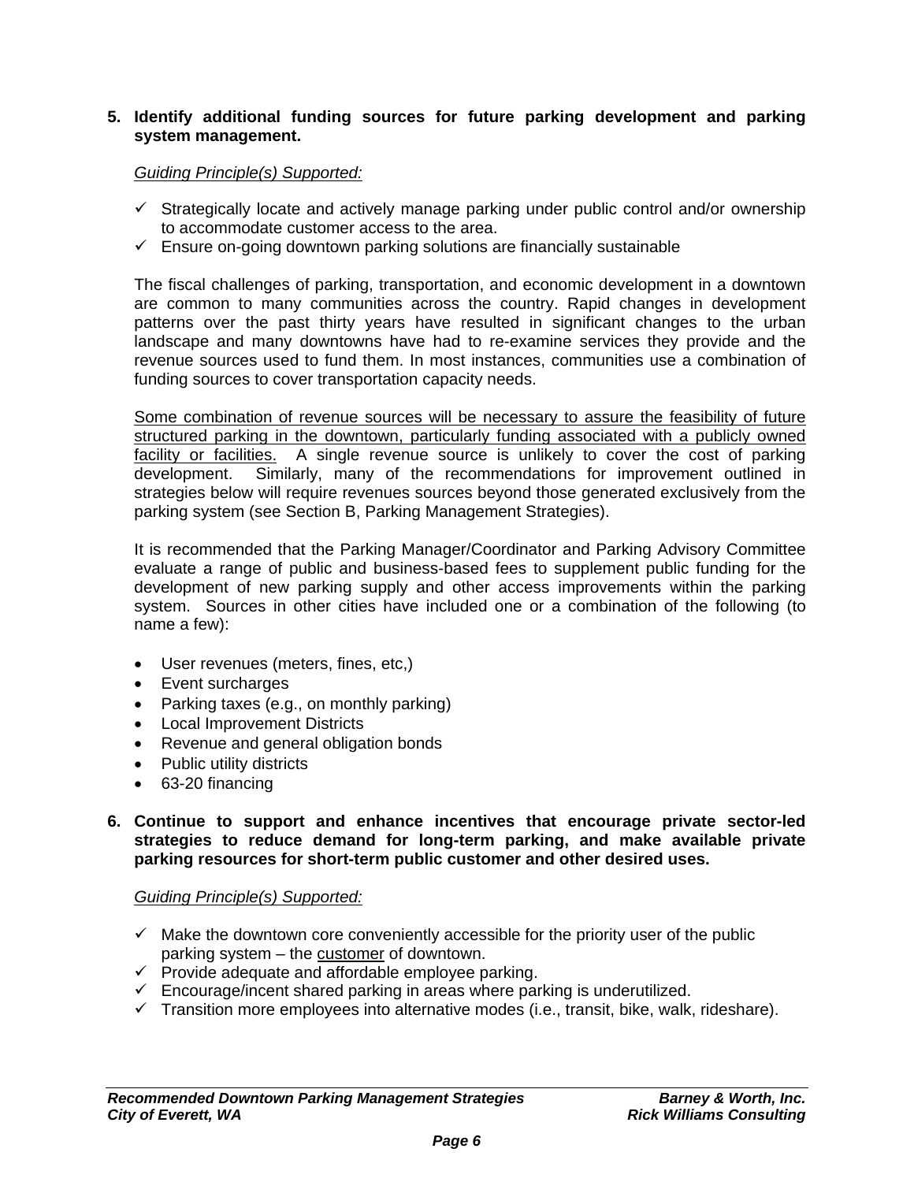**5. Identify additional funding sources for future parking development and parking system management.**

*Guiding Principle(s) Supported:*

- ✓ Strategically locate and actively manage parking under public control and/or ownership to accommodate customer access to the area.
- ✓ Ensure on-going downtown parking solutions are financially sustainable

The fiscal challenges of parking, transportation, and economic development in a downtown are common to many communities across the country. Rapid changes in development patterns over the past thirty years have resulted in significant changes to the urban landscape and many downtowns have had to re-examine services they provide and the revenue sources used to fund them. In most instances, communities use a combination of funding sources to cover transportation capacity needs.

<u>Some combination of revenue sources will be necessary to assure the feasibility of future structured parking in the downtown, particularly funding associated with a publicly owned facility or facilities.</u> A single revenue source is unlikely to cover the cost of parking development. Similarly, many of the recommendations for improvement outlined in strategies below will require revenues sources beyond those generated exclusively from the parking system (see Section B, Parking Management Strategies).

It is recommended that the Parking Manager/Coordinator and Parking Advisory Committee evaluate a range of public and business-based fees to supplement public funding for the development of new parking supply and other access improvements within the parking system. Sources in other cities have included one or a combination of the following (to name a few):

- User revenues (meters, fines, etc,)
- Event surcharges
- Parking taxes (e.g., on monthly parking)
- Local Improvement Districts
- Revenue and general obligation bonds
- Public utility districts
- 63-20 financing

**6. Continue to support and enhance incentives that encourage private sector-led strategies to reduce demand for long-term parking, and make available private parking resources for short-term public customer and other desired uses.**

*Guiding Principle(s) Supported:*

- ✓ Make the downtown core conveniently accessible for the priority user of the public parking system – the <u>customer</u> of downtown.
- ✓ Provide adequate and affordable employee parking.
- ✓ Encourage/incent shared parking in areas where parking is underutilized.
- ✓ Transition more employees into alternative modes (i.e., transit, bike, walk, rideshare).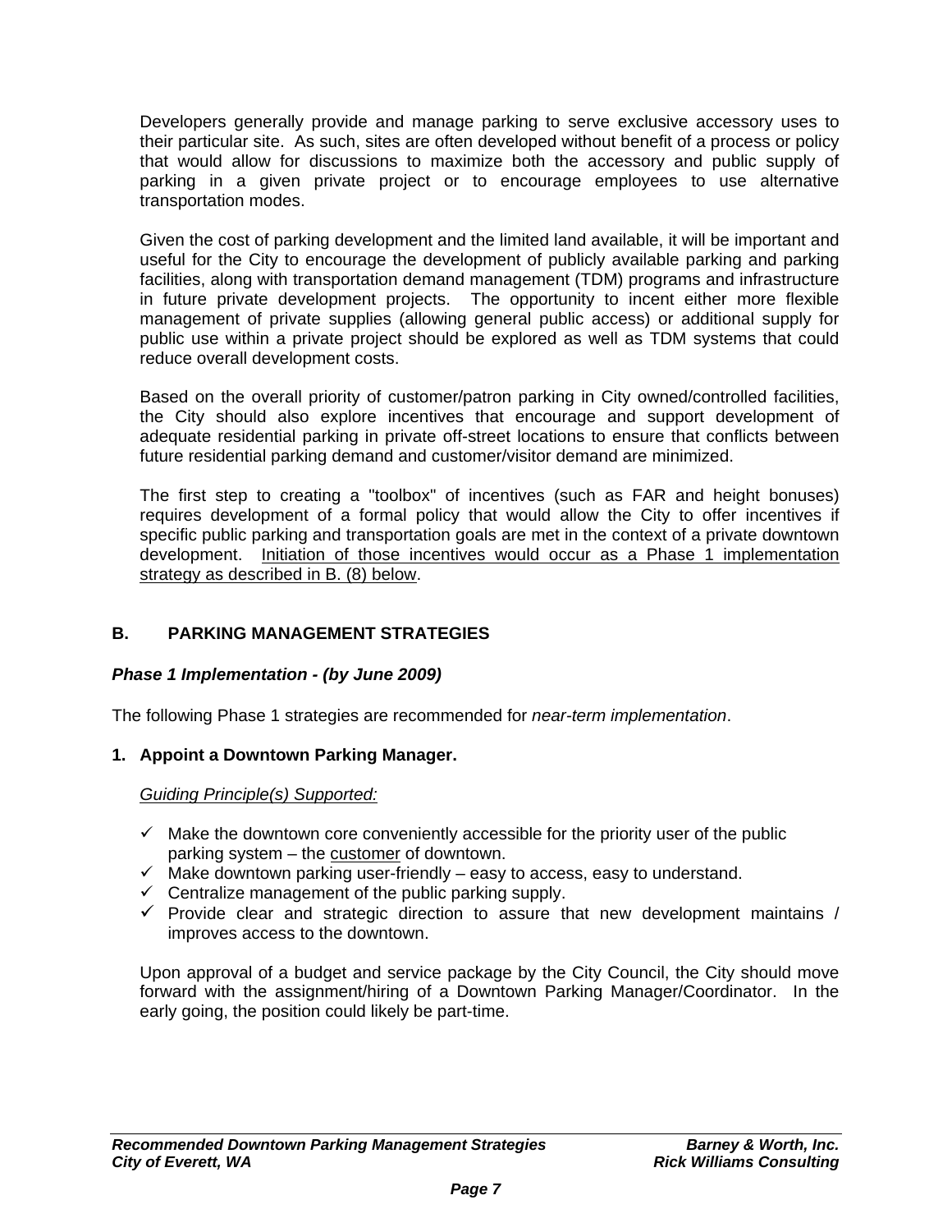Developers generally provide and manage parking to serve exclusive accessory uses to their particular site. As such, sites are often developed without benefit of a process or policy that would allow for discussions to maximize both the accessory and public supply of parking in a given private project or to encourage employees to use alternative transportation modes.

Given the cost of parking development and the limited land available, it will be important and useful for the City to encourage the development of publicly available parking and parking facilities, along with transportation demand management (TDM) programs and infrastructure in future private development projects. The opportunity to incent either more flexible management of private supplies (allowing general public access) or additional supply for public use within a private project should be explored as well as TDM systems that could reduce overall development costs.

Based on the overall priority of customer/patron parking in City owned/controlled facilities, the City should also explore incentives that encourage and support development of adequate residential parking in private off-street locations to ensure that conflicts between future residential parking demand and customer/visitor demand are minimized.

The first step to creating a "toolbox" of incentives (such as FAR and height bonuses) requires development of a formal policy that would allow the City to offer incentives if specific public parking and transportation goals are met in the context of a private downtown development. <u>Initiation of those incentives would occur as a Phase 1 implementation strategy as described in B. (8) below</u>.

## B. PARKING MANAGEMENT STRATEGIES

### *Phase 1 Implementation - (by June 2009)*

The following Phase 1 strategies are recommended for *near-term implementation*.

**1. Appoint a Downtown Parking Manager.**

<u>*Guiding Principle(s) Supported:*</u>

- ✓ Make the downtown core conveniently accessible for the priority user of the public parking system – the <u>customer</u> of downtown.
- ✓ Make downtown parking user-friendly – easy to access, easy to understand.
- ✓ Centralize management of the public parking supply.
- ✓ Provide clear and strategic direction to assure that new development maintains / improves access to the downtown.

Upon approval of a budget and service package by the City Council, the City should move forward with the assignment/hiring of a Downtown Parking Manager/Coordinator. In the early going, the position could likely be part-time.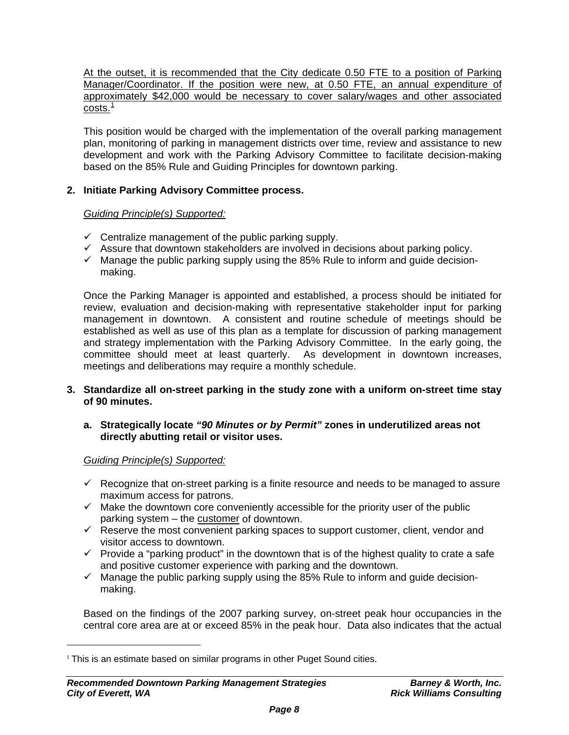At the outset, it is recommended that the City dedicate 0.50 FTE to a position of Parking Manager/Coordinator. If the position were new, at 0.50 FTE, an annual expenditure of approximately $42,000 would be necessary to cover salary/wages and other associated costs.[1]

This position would be charged with the implementation of the overall parking management plan, monitoring of parking in management districts over time, review and assistance to new development and work with the Parking Advisory Committee to facilitate decision-making based on the 85% Rule and Guiding Principles for downtown parking.

**2. Initiate Parking Advisory Committee process.**

*Guiding Principle(s) Supported:*

- ✓ Centralize management of the public parking supply.
- ✓ Assure that downtown stakeholders are involved in decisions about parking policy.
- ✓ Manage the public parking supply using the 85% Rule to inform and guide decision-making.

Once the Parking Manager is appointed and established, a process should be initiated for review, evaluation and decision-making with representative stakeholder input for parking management in downtown. A consistent and routine schedule of meetings should be established as well as use of this plan as a template for discussion of parking management and strategy implementation with the Parking Advisory Committee. In the early going, the committee should meet at least quarterly. As development in downtown increases, meetings and deliberations may require a monthly schedule.

**3. Standardize all on-street parking in the study zone with a uniform on-street time stay of 90 minutes.**

**a. Strategically locate *"90 Minutes or by Permit"* zones in underutilized areas not directly abutting retail or visitor uses.**

*Guiding Principle(s) Supported:*

- ✓ Recognize that on-street parking is a finite resource and needs to be managed to assure maximum access for patrons.
- ✓ Make the downtown core conveniently accessible for the priority user of the public parking system – the customer of downtown.
- ✓ Reserve the most convenient parking spaces to support customer, client, vendor and visitor access to downtown.
- ✓ Provide a "parking product" in the downtown that is of the highest quality to crate a safe and positive customer experience with parking and the downtown.
- ✓ Manage the public parking supply using the 85% Rule to inform and guide decision-making.

Based on the findings of the 2007 parking survey, on-street peak hour occupancies in the central core area are at or exceed 85% in the peak hour. Data also indicates that the actual

[1] This is an estimate based on similar programs in other Puget Sound cities.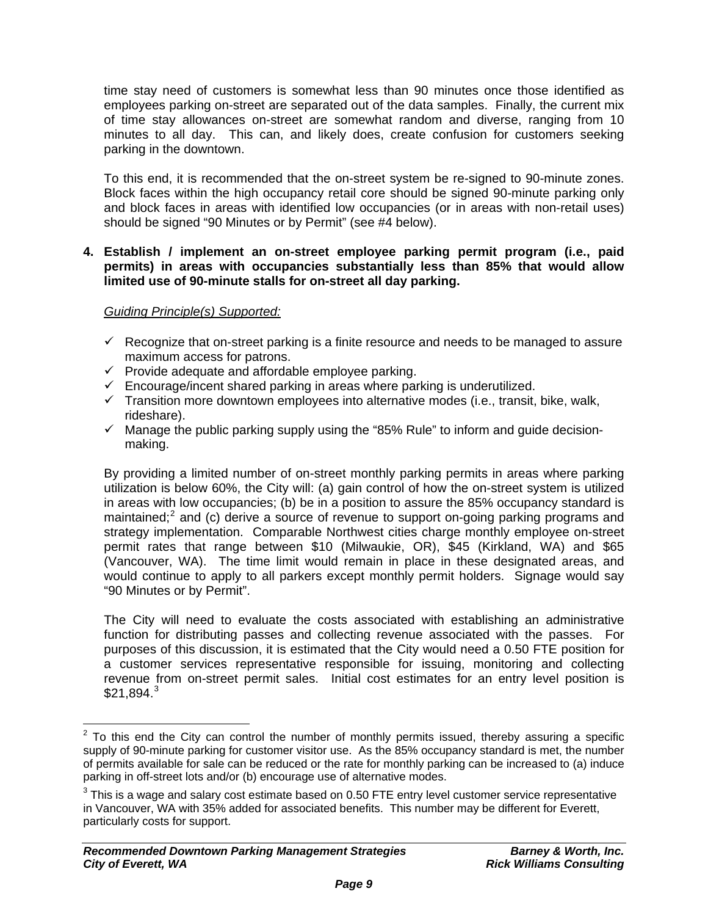time stay need of customers is somewhat less than 90 minutes once those identified as employees parking on-street are separated out of the data samples. Finally, the current mix of time stay allowances on-street are somewhat random and diverse, ranging from 10 minutes to all day. This can, and likely does, create confusion for customers seeking parking in the downtown.

To this end, it is recommended that the on-street system be re-signed to 90-minute zones. Block faces within the high occupancy retail core should be signed 90-minute parking only and block faces in areas with identified low occupancies (or in areas with non-retail uses) should be signed "90 Minutes or by Permit" (see #4 below).

**4. Establish / implement an on-street employee parking permit program (i.e., paid permits) in areas with occupancies substantially less than 85% that would allow limited use of 90-minute stalls for on-street all day parking.**

*Guiding Principle(s) Supported:*

- ✓ Recognize that on-street parking is a finite resource and needs to be managed to assure maximum access for patrons.
- ✓ Provide adequate and affordable employee parking.
- ✓ Encourage/incent shared parking in areas where parking is underutilized.
- ✓ Transition more downtown employees into alternative modes (i.e., transit, bike, walk, rideshare).
- ✓ Manage the public parking supply using the "85% Rule" to inform and guide decision-making.

By providing a limited number of on-street monthly parking permits in areas where parking utilization is below 60%, the City will: (a) gain control of how the on-street system is utilized in areas with low occupancies; (b) be in a position to assure the 85% occupancy standard is maintained;[2] and (c) derive a source of revenue to support on-going parking programs and strategy implementation. Comparable Northwest cities charge monthly employee on-street permit rates that range between $10 (Milwaukie, OR), $45 (Kirkland, WA) and $65 (Vancouver, WA). The time limit would remain in place in these designated areas, and would continue to apply to all parkers except monthly permit holders. Signage would say "90 Minutes or by Permit".

The City will need to evaluate the costs associated with establishing an administrative function for distributing passes and collecting revenue associated with the passes. For purposes of this discussion, it is estimated that the City would need a 0.50 FTE position for a customer services representative responsible for issuing, monitoring and collecting revenue from on-street permit sales. Initial cost estimates for an entry level position is $21,894.[3]

---

[2] To this end the City can control the number of monthly permits issued, thereby assuring a specific supply of 90-minute parking for customer visitor use. As the 85% occupancy standard is met, the number of permits available for sale can be reduced or the rate for monthly parking can be increased to (a) induce parking in off-street lots and/or (b) encourage use of alternative modes.

[3] This is a wage and salary cost estimate based on 0.50 FTE entry level customer service representative in Vancouver, WA with 35% added for associated benefits. This number may be different for Everett, particularly costs for support.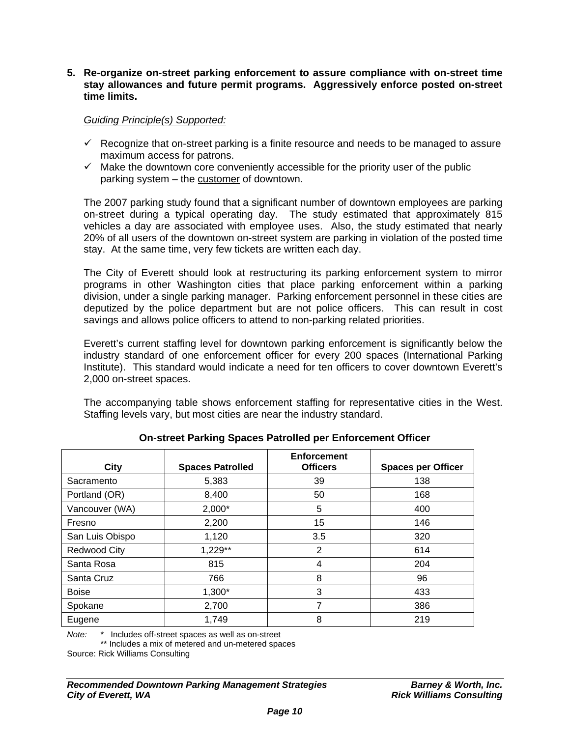**5. Re-organize on-street parking enforcement to assure compliance with on-street time stay allowances and future permit programs. Aggressively enforce posted on-street time limits.**

*Guiding Principle(s) Supported:*

- ✓ Recognize that on-street parking is a finite resource and needs to be managed to assure maximum access for patrons.
- ✓ Make the downtown core conveniently accessible for the priority user of the public parking system – the customer of downtown.

The 2007 parking study found that a significant number of downtown employees are parking on-street during a typical operating day. The study estimated that approximately 815 vehicles a day are associated with employee uses. Also, the study estimated that nearly 20% of all users of the downtown on-street system are parking in violation of the posted time stay. At the same time, very few tickets are written each day.

The City of Everett should look at restructuring its parking enforcement system to mirror programs in other Washington cities that place parking enforcement within a parking division, under a single parking manager. Parking enforcement personnel in these cities are deputized by the police department but are not police officers. This can result in cost savings and allows police officers to attend to non-parking related priorities.

Everett's current staffing level for downtown parking enforcement is significantly below the industry standard of one enforcement officer for every 200 spaces (International Parking Institute). This standard would indicate a need for ten officers to cover downtown Everett's 2,000 on-street spaces.

The accompanying table shows enforcement staffing for representative cities in the West. Staffing levels vary, but most cities are near the industry standard.

**On-street Parking Spaces Patrolled per Enforcement Officer**

| City | Spaces Patrolled | Enforcement Officers | Spaces per Officer |
|---|---|---|---|
| Sacramento | 5,383 | 39 | 138 |
| Portland (OR) | 8,400 | 50 | 168 |
| Vancouver (WA) | 2,000* | 5 | 400 |
| Fresno | 2,200 | 15 | 146 |
| San Luis Obispo | 1,120 | 3.5 | 320 |
| Redwood City | 1,229** | 2 | 614 |
| Santa Rosa | 815 | 4 | 204 |
| Santa Cruz | 766 | 8 | 96 |
| Boise | 1,300* | 3 | 433 |
| Spokane | 2,700 | 7 | 386 |
| Eugene | 1,749 | 8 | 219 |

*Note:* * Includes off-street spaces as well as on-street
** Includes a mix of metered and un-metered spaces
Source: Rick Williams Consulting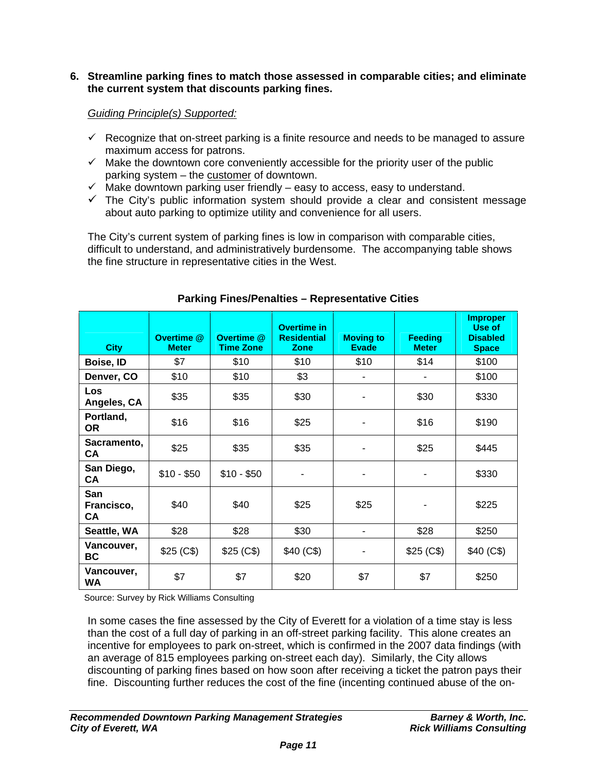**6. Streamline parking fines to match those assessed in comparable cities; and eliminate the current system that discounts parking fines.**

*Guiding Principle(s) Supported:*

- ✓ Recognize that on-street parking is a finite resource and needs to be managed to assure maximum access for patrons.
- ✓ Make the downtown core conveniently accessible for the priority user of the public parking system – the customer of downtown.
- ✓ Make downtown parking user friendly – easy to access, easy to understand.
- ✓ The City's public information system should provide a clear and consistent message about auto parking to optimize utility and convenience for all users.

The City's current system of parking fines is low in comparison with comparable cities, difficult to understand, and administratively burdensome. The accompanying table shows the fine structure in representative cities in the West.

**Parking Fines/Penalties – Representative Cities**

| City | Overtime @ Meter | Overtime @ Time Zone | Overtime in Residential Zone | Moving to Evade | Feeding Meter | Improper Use of Disabled Space |
|---|---|---|---|---|---|---|
| Boise, ID | $7 | $10 | $10 | $10 | $14 | $100 |
| Denver, CO | $10 | $10 | $3 | - | - | $100 |
| Los Angeles, CA | $35 | $35 | $30 | - | $30 | $330 |
| Portland, OR | $16 | $16 | $25 | - | $16 | $190 |
| Sacramento, CA | $25 | $35 | $35 | - | $25 | $445 |
| San Diego, CA | $10 - $50 | $10 - $50 | - | - | - | $330 |
| San Francisco, CA | $40 | $40 | $25 | $25 | - | $225 |
| Seattle, WA | $28 | $28 | $30 | - | $28 | $250 |
| Vancouver, BC | $25 (C$) | $25 (C$) | $40 (C$) | - | $25 (C$) | $40 (C$) |
| Vancouver, WA | $7 | $7 | $20 | $7 | $7 | $250 |

Source: Survey by Rick Williams Consulting

In some cases the fine assessed by the City of Everett for a violation of a time stay is less than the cost of a full day of parking in an off-street parking facility. This alone creates an incentive for employees to park on-street, which is confirmed in the 2007 data findings (with an average of 815 employees parking on-street each day). Similarly, the City allows discounting of parking fines based on how soon after receiving a ticket the patron pays their fine. Discounting further reduces the cost of the fine (incenting continued abuse of the on-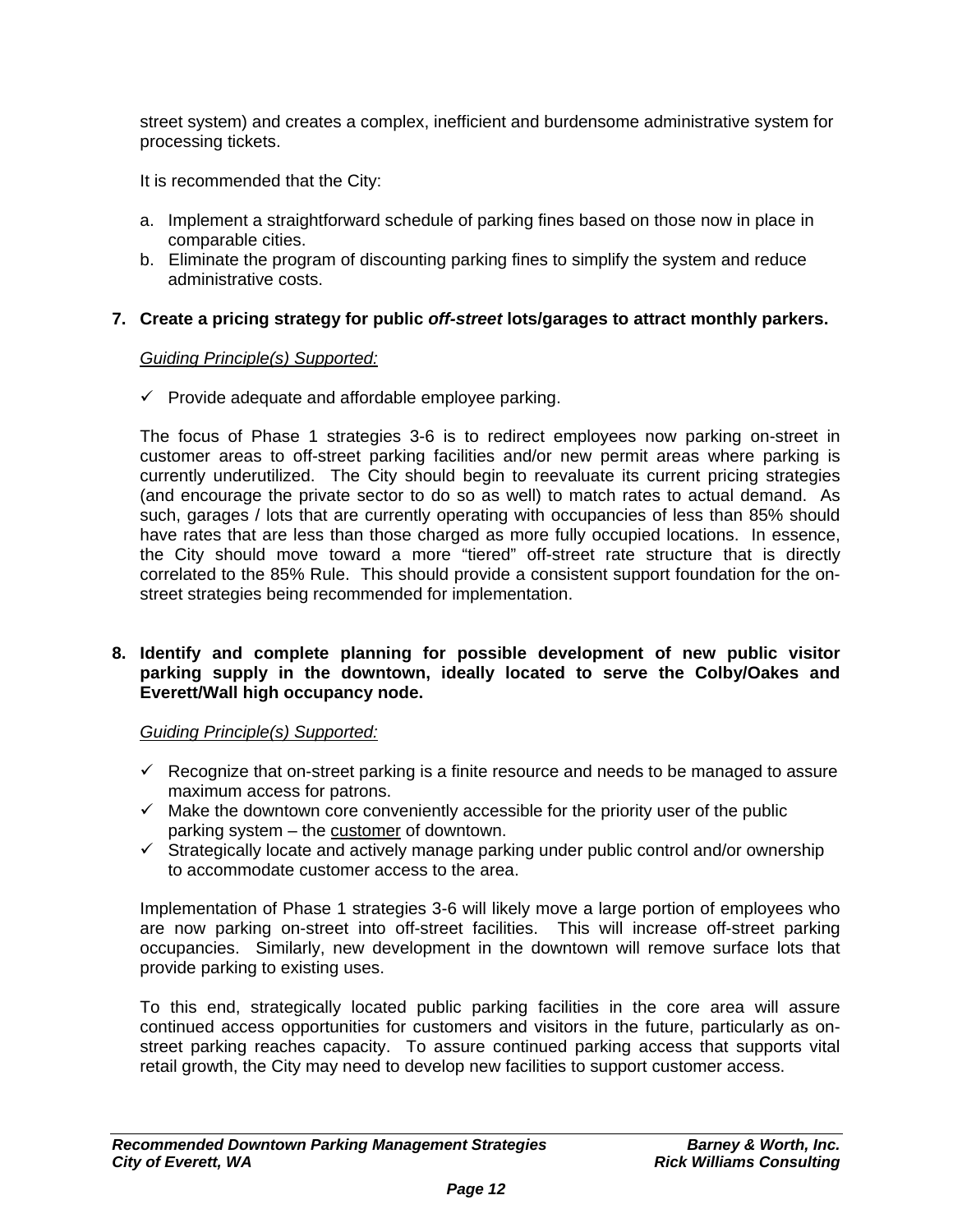street system) and creates a complex, inefficient and burdensome administrative system for processing tickets.

It is recommended that the City:

a. Implement a straightforward schedule of parking fines based on those now in place in comparable cities.
b. Eliminate the program of discounting parking fines to simplify the system and reduce administrative costs.

**7. Create a pricing strategy for public *off-street* lots/garages to attract monthly parkers.**

*Guiding Principle(s) Supported:*

- ✓ Provide adequate and affordable employee parking.

The focus of Phase 1 strategies 3-6 is to redirect employees now parking on-street in customer areas to off-street parking facilities and/or new permit areas where parking is currently underutilized. The City should begin to reevaluate its current pricing strategies (and encourage the private sector to do so as well) to match rates to actual demand. As such, garages / lots that are currently operating with occupancies of less than 85% should have rates that are less than those charged as more fully occupied locations. In essence, the City should move toward a more "tiered" off-street rate structure that is directly correlated to the 85% Rule. This should provide a consistent support foundation for the on-street strategies being recommended for implementation.

**8. Identify and complete planning for possible development of new public visitor parking supply in the downtown, ideally located to serve the Colby/Oakes and Everett/Wall high occupancy node.**

*Guiding Principle(s) Supported:*

- ✓ Recognize that on-street parking is a finite resource and needs to be managed to assure maximum access for patrons.
- ✓ Make the downtown core conveniently accessible for the priority user of the public parking system – the customer of downtown.
- ✓ Strategically locate and actively manage parking under public control and/or ownership to accommodate customer access to the area.

Implementation of Phase 1 strategies 3-6 will likely move a large portion of employees who are now parking on-street into off-street facilities. This will increase off-street parking occupancies. Similarly, new development in the downtown will remove surface lots that provide parking to existing uses.

To this end, strategically located public parking facilities in the core area will assure continued access opportunities for customers and visitors in the future, particularly as on-street parking reaches capacity. To assure continued parking access that supports vital retail growth, the City may need to develop new facilities to support customer access.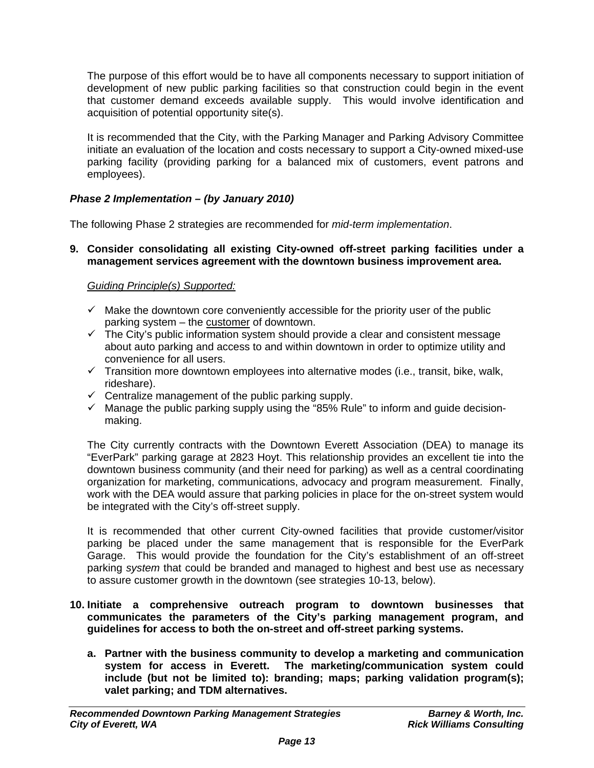The purpose of this effort would be to have all components necessary to support initiation of development of new public parking facilities so that construction could begin in the event that customer demand exceeds available supply. This would involve identification and acquisition of potential opportunity site(s).

It is recommended that the City, with the Parking Manager and Parking Advisory Committee initiate an evaluation of the location and costs necessary to support a City-owned mixed-use parking facility (providing parking for a balanced mix of customers, event patrons and employees).

### *Phase 2 Implementation – (by January 2010)*

The following Phase 2 strategies are recommended for *mid-term implementation*.

**9. Consider consolidating all existing City-owned off-street parking facilities under a management services agreement with the downtown business improvement area.**

*Guiding Principle(s) Supported:*

- ✓ Make the downtown core conveniently accessible for the priority user of the public parking system – the customer of downtown.
- ✓ The City's public information system should provide a clear and consistent message about auto parking and access to and within downtown in order to optimize utility and convenience for all users.
- ✓ Transition more downtown employees into alternative modes (i.e., transit, bike, walk, rideshare).
- ✓ Centralize management of the public parking supply.
- ✓ Manage the public parking supply using the "85% Rule" to inform and guide decision-making.

The City currently contracts with the Downtown Everett Association (DEA) to manage its "EverPark" parking garage at 2823 Hoyt. This relationship provides an excellent tie into the downtown business community (and their need for parking) as well as a central coordinating organization for marketing, communications, advocacy and program measurement. Finally, work with the DEA would assure that parking policies in place for the on-street system would be integrated with the City's off-street supply.

It is recommended that other current City-owned facilities that provide customer/visitor parking be placed under the same management that is responsible for the EverPark Garage. This would provide the foundation for the City's establishment of an off-street parking *system* that could be branded and managed to highest and best use as necessary to assure customer growth in the downtown (see strategies 10-13, below).

**10. Initiate a comprehensive outreach program to downtown businesses that communicates the parameters of the City's parking management program, and guidelines for access to both the on-street and off-street parking systems.**

**a. Partner with the business community to develop a marketing and communication system for access in Everett. The marketing/communication system could include (but not be limited to): branding; maps; parking validation program(s); valet parking; and TDM alternatives.**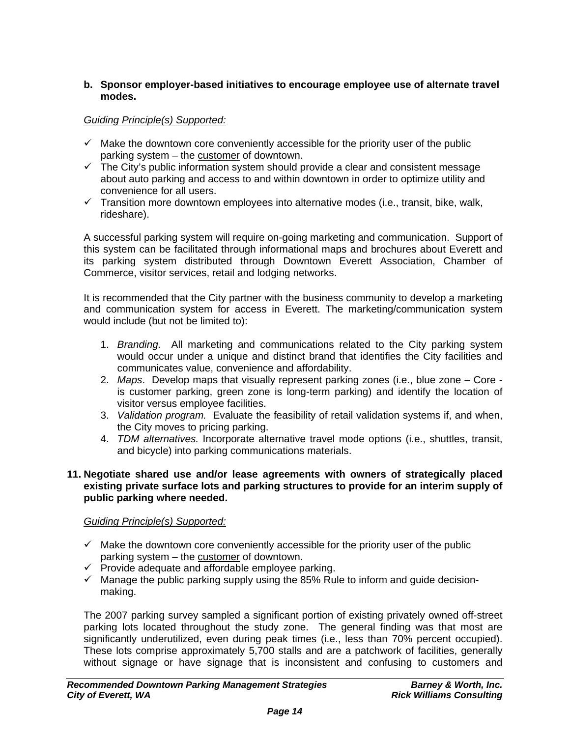**b. Sponsor employer-based initiatives to encourage employee use of alternate travel modes.**

*Guiding Principle(s) Supported:*

- ✓ Make the downtown core conveniently accessible for the priority user of the public parking system – the customer of downtown.
- ✓ The City's public information system should provide a clear and consistent message about auto parking and access to and within downtown in order to optimize utility and convenience for all users.
- ✓ Transition more downtown employees into alternative modes (i.e., transit, bike, walk, rideshare).

A successful parking system will require on-going marketing and communication. Support of this system can be facilitated through informational maps and brochures about Everett and its parking system distributed through Downtown Everett Association, Chamber of Commerce, visitor services, retail and lodging networks.

It is recommended that the City partner with the business community to develop a marketing and communication system for access in Everett. The marketing/communication system would include (but not be limited to):

1. *Branding.* All marketing and communications related to the City parking system would occur under a unique and distinct brand that identifies the City facilities and communicates value, convenience and affordability.
2. *Maps*. Develop maps that visually represent parking zones (i.e., blue zone – Core - is customer parking, green zone is long-term parking) and identify the location of visitor versus employee facilities.
3. *Validation program.* Evaluate the feasibility of retail validation systems if, and when, the City moves to pricing parking.
4. *TDM alternatives.* Incorporate alternative travel mode options (i.e., shuttles, transit, and bicycle) into parking communications materials.

**11. Negotiate shared use and/or lease agreements with owners of strategically placed existing private surface lots and parking structures to provide for an interim supply of public parking where needed.**

*Guiding Principle(s) Supported:*

- ✓ Make the downtown core conveniently accessible for the priority user of the public parking system – the customer of downtown.
- ✓ Provide adequate and affordable employee parking.
- ✓ Manage the public parking supply using the 85% Rule to inform and guide decision-making.

The 2007 parking survey sampled a significant portion of existing privately owned off-street parking lots located throughout the study zone. The general finding was that most are significantly underutilized, even during peak times (i.e., less than 70% percent occupied). These lots comprise approximately 5,700 stalls and are a patchwork of facilities, generally without signage or have signage that is inconsistent and confusing to customers and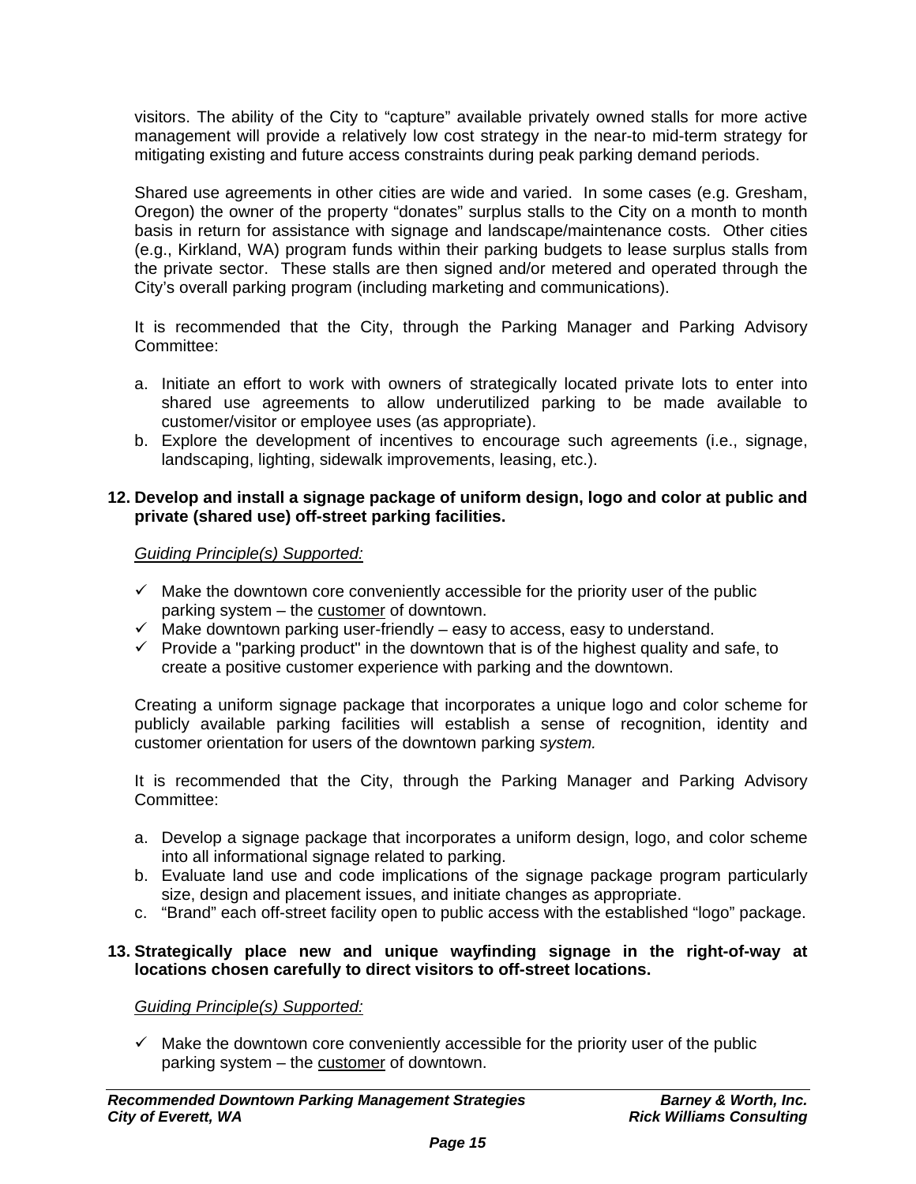visitors. The ability of the City to "capture" available privately owned stalls for more active management will provide a relatively low cost strategy in the near-to mid-term strategy for mitigating existing and future access constraints during peak parking demand periods.

Shared use agreements in other cities are wide and varied. In some cases (e.g. Gresham, Oregon) the owner of the property "donates" surplus stalls to the City on a month to month basis in return for assistance with signage and landscape/maintenance costs. Other cities (e.g., Kirkland, WA) program funds within their parking budgets to lease surplus stalls from the private sector. These stalls are then signed and/or metered and operated through the City's overall parking program (including marketing and communications).

It is recommended that the City, through the Parking Manager and Parking Advisory Committee:

a. Initiate an effort to work with owners of strategically located private lots to enter into shared use agreements to allow underutilized parking to be made available to customer/visitor or employee uses (as appropriate).
b. Explore the development of incentives to encourage such agreements (i.e., signage, landscaping, lighting, sidewalk improvements, leasing, etc.).

**12. Develop and install a signage package of uniform design, logo and color at public and private (shared use) off-street parking facilities.**

*Guiding Principle(s) Supported:*

- ✓ Make the downtown core conveniently accessible for the priority user of the public parking system – the customer of downtown.
- ✓ Make downtown parking user-friendly – easy to access, easy to understand.
- ✓ Provide a "parking product" in the downtown that is of the highest quality and safe, to create a positive customer experience with parking and the downtown.

Creating a uniform signage package that incorporates a unique logo and color scheme for publicly available parking facilities will establish a sense of recognition, identity and customer orientation for users of the downtown parking *system.*

It is recommended that the City, through the Parking Manager and Parking Advisory Committee:

a. Develop a signage package that incorporates a uniform design, logo, and color scheme into all informational signage related to parking.
b. Evaluate land use and code implications of the signage package program particularly size, design and placement issues, and initiate changes as appropriate.
c. "Brand" each off-street facility open to public access with the established "logo" package.

**13. Strategically place new and unique wayfinding signage in the right-of-way at locations chosen carefully to direct visitors to off-street locations.**

*Guiding Principle(s) Supported:*

- ✓ Make the downtown core conveniently accessible for the priority user of the public parking system – the customer of downtown.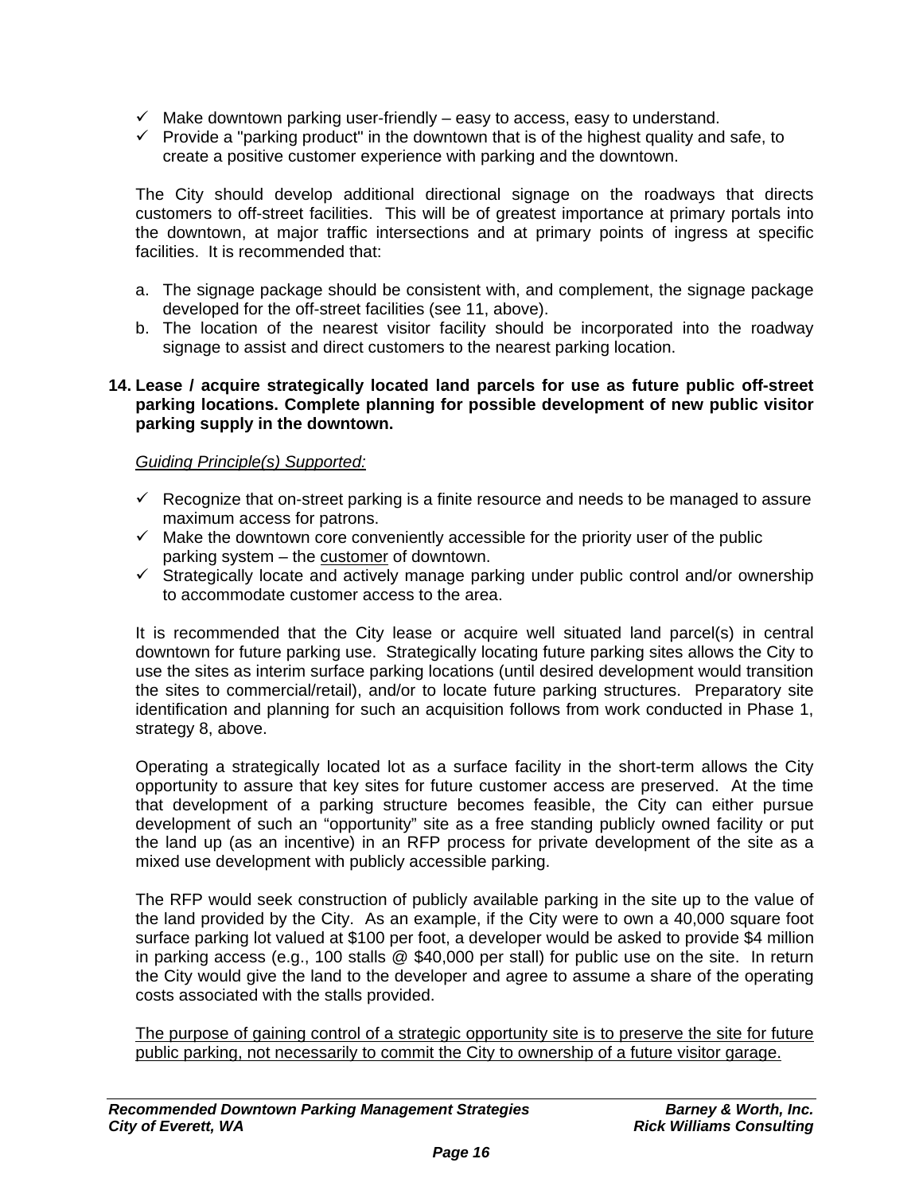- ✓ Make downtown parking user-friendly – easy to access, easy to understand.
- ✓ Provide a "parking product" in the downtown that is of the highest quality and safe, to create a positive customer experience with parking and the downtown.

The City should develop additional directional signage on the roadways that directs customers to off-street facilities. This will be of greatest importance at primary portals into the downtown, at major traffic intersections and at primary points of ingress at specific facilities. It is recommended that:

a. The signage package should be consistent with, and complement, the signage package developed for the off-street facilities (see 11, above).
b. The location of the nearest visitor facility should be incorporated into the roadway signage to assist and direct customers to the nearest parking location.

**14. Lease / acquire strategically located land parcels for use as future public off-street parking locations. Complete planning for possible development of new public visitor parking supply in the downtown.**

*Guiding Principle(s) Supported:*

- ✓ Recognize that on-street parking is a finite resource and needs to be managed to assure maximum access for patrons.
- ✓ Make the downtown core conveniently accessible for the priority user of the public parking system – the customer of downtown.
- ✓ Strategically locate and actively manage parking under public control and/or ownership to accommodate customer access to the area.

It is recommended that the City lease or acquire well situated land parcel(s) in central downtown for future parking use. Strategically locating future parking sites allows the City to use the sites as interim surface parking locations (until desired development would transition the sites to commercial/retail), and/or to locate future parking structures. Preparatory site identification and planning for such an acquisition follows from work conducted in Phase 1, strategy 8, above.

Operating a strategically located lot as a surface facility in the short-term allows the City opportunity to assure that key sites for future customer access are preserved. At the time that development of a parking structure becomes feasible, the City can either pursue development of such an "opportunity" site as a free standing publicly owned facility or put the land up (as an incentive) in an RFP process for private development of the site as a mixed use development with publicly accessible parking.

The RFP would seek construction of publicly available parking in the site up to the value of the land provided by the City. As an example, if the City were to own a 40,000 square foot surface parking lot valued at $100 per foot, a developer would be asked to provide $4 million in parking access (e.g., 100 stalls @ $40,000 per stall) for public use on the site. In return the City would give the land to the developer and agree to assume a share of the operating costs associated with the stalls provided.

The purpose of gaining control of a strategic opportunity site is to preserve the site for future public parking, not necessarily to commit the City to ownership of a future visitor garage.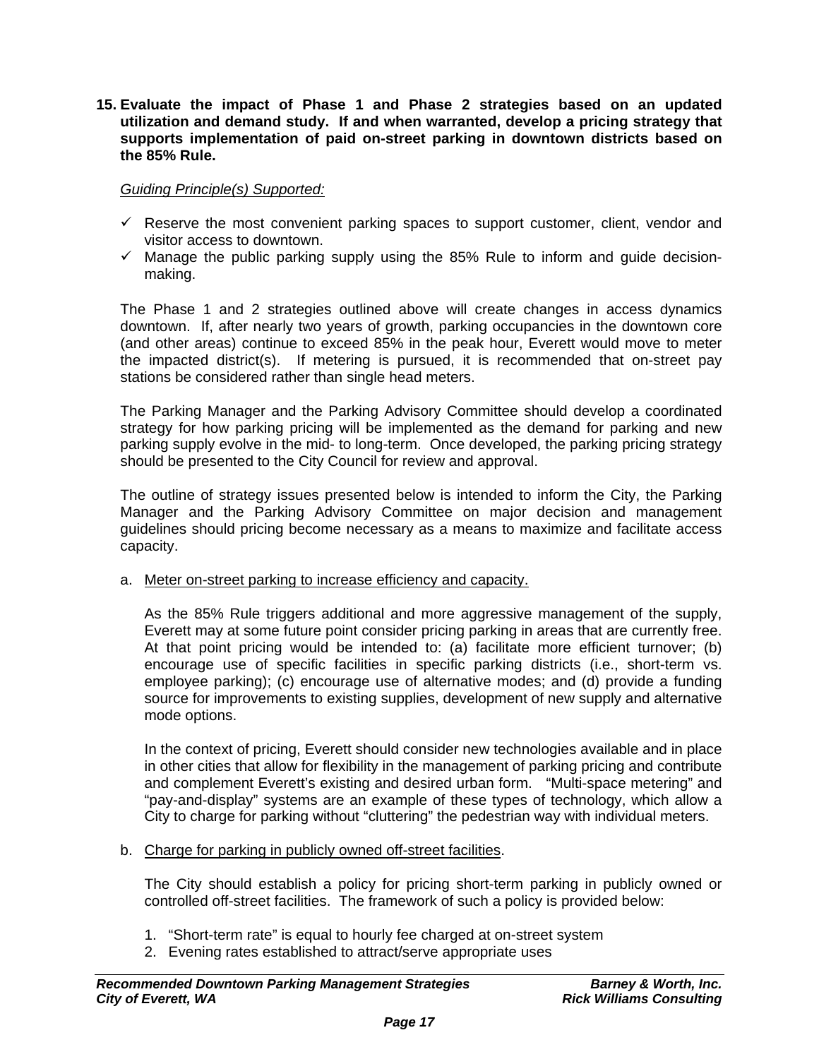**15. Evaluate the impact of Phase 1 and Phase 2 strategies based on an updated utilization and demand study. If and when warranted, develop a pricing strategy that supports implementation of paid on-street parking in downtown districts based on the 85% Rule.**

*Guiding Principle(s) Supported:*

- ✓ Reserve the most convenient parking spaces to support customer, client, vendor and visitor access to downtown.
- ✓ Manage the public parking supply using the 85% Rule to inform and guide decision-making.

The Phase 1 and 2 strategies outlined above will create changes in access dynamics downtown. If, after nearly two years of growth, parking occupancies in the downtown core (and other areas) continue to exceed 85% in the peak hour, Everett would move to meter the impacted district(s). If metering is pursued, it is recommended that on-street pay stations be considered rather than single head meters.

The Parking Manager and the Parking Advisory Committee should develop a coordinated strategy for how parking pricing will be implemented as the demand for parking and new parking supply evolve in the mid- to long-term. Once developed, the parking pricing strategy should be presented to the City Council for review and approval.

The outline of strategy issues presented below is intended to inform the City, the Parking Manager and the Parking Advisory Committee on major decision and management guidelines should pricing become necessary as a means to maximize and facilitate access capacity.

a. Meter on-street parking to increase efficiency and capacity.

   As the 85% Rule triggers additional and more aggressive management of the supply, Everett may at some future point consider pricing parking in areas that are currently free. At that point pricing would be intended to: (a) facilitate more efficient turnover; (b) encourage use of specific facilities in specific parking districts (i.e., short-term vs. employee parking); (c) encourage use of alternative modes; and (d) provide a funding source for improvements to existing supplies, development of new supply and alternative mode options.

   In the context of pricing, Everett should consider new technologies available and in place in other cities that allow for flexibility in the management of parking pricing and contribute and complement Everett's existing and desired urban form. "Multi-space metering" and "pay-and-display" systems are an example of these types of technology, which allow a City to charge for parking without "cluttering" the pedestrian way with individual meters.

b. Charge for parking in publicly owned off-street facilities.

   The City should establish a policy for pricing short-term parking in publicly owned or controlled off-street facilities. The framework of such a policy is provided below:

   1. "Short-term rate" is equal to hourly fee charged at on-street system
   2. Evening rates established to attract/serve appropriate uses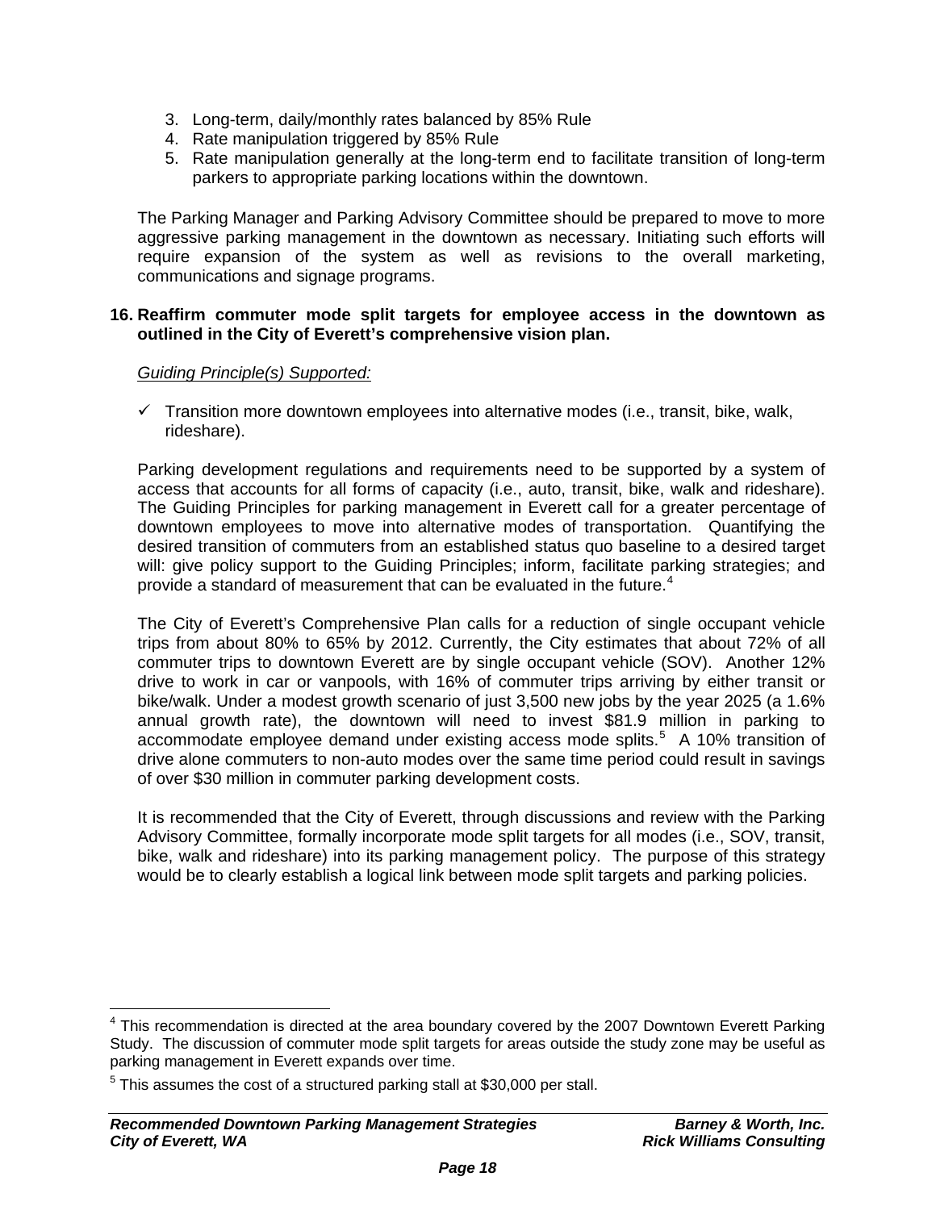3. Long-term, daily/monthly rates balanced by 85% Rule
4. Rate manipulation triggered by 85% Rule
5. Rate manipulation generally at the long-term end to facilitate transition of long-term parkers to appropriate parking locations within the downtown.

The Parking Manager and Parking Advisory Committee should be prepared to move to more aggressive parking management in the downtown as necessary. Initiating such efforts will require expansion of the system as well as revisions to the overall marketing, communications and signage programs.

**16. Reaffirm commuter mode split targets for employee access in the downtown as outlined in the City of Everett's comprehensive vision plan.**

*Guiding Principle(s) Supported:*

- ✓ Transition more downtown employees into alternative modes (i.e., transit, bike, walk, rideshare).

Parking development regulations and requirements need to be supported by a system of access that accounts for all forms of capacity (i.e., auto, transit, bike, walk and rideshare). The Guiding Principles for parking management in Everett call for a greater percentage of downtown employees to move into alternative modes of transportation. Quantifying the desired transition of commuters from an established status quo baseline to a desired target will: give policy support to the Guiding Principles; inform, facilitate parking strategies; and provide a standard of measurement that can be evaluated in the future.[4]

The City of Everett's Comprehensive Plan calls for a reduction of single occupant vehicle trips from about 80% to 65% by 2012. Currently, the City estimates that about 72% of all commuter trips to downtown Everett are by single occupant vehicle (SOV). Another 12% drive to work in car or vanpools, with 16% of commuter trips arriving by either transit or bike/walk. Under a modest growth scenario of just 3,500 new jobs by the year 2025 (a 1.6% annual growth rate), the downtown will need to invest $81.9 million in parking to accommodate employee demand under existing access mode splits.[5] A 10% transition of drive alone commuters to non-auto modes over the same time period could result in savings of over $30 million in commuter parking development costs.

It is recommended that the City of Everett, through discussions and review with the Parking Advisory Committee, formally incorporate mode split targets for all modes (i.e., SOV, transit, bike, walk and rideshare) into its parking management policy. The purpose of this strategy would be to clearly establish a logical link between mode split targets and parking policies.

---

[4] This recommendation is directed at the area boundary covered by the 2007 Downtown Everett Parking Study. The discussion of commuter mode split targets for areas outside the study zone may be useful as parking management in Everett expands over time.

[5] This assumes the cost of a structured parking stall at $30,000 per stall.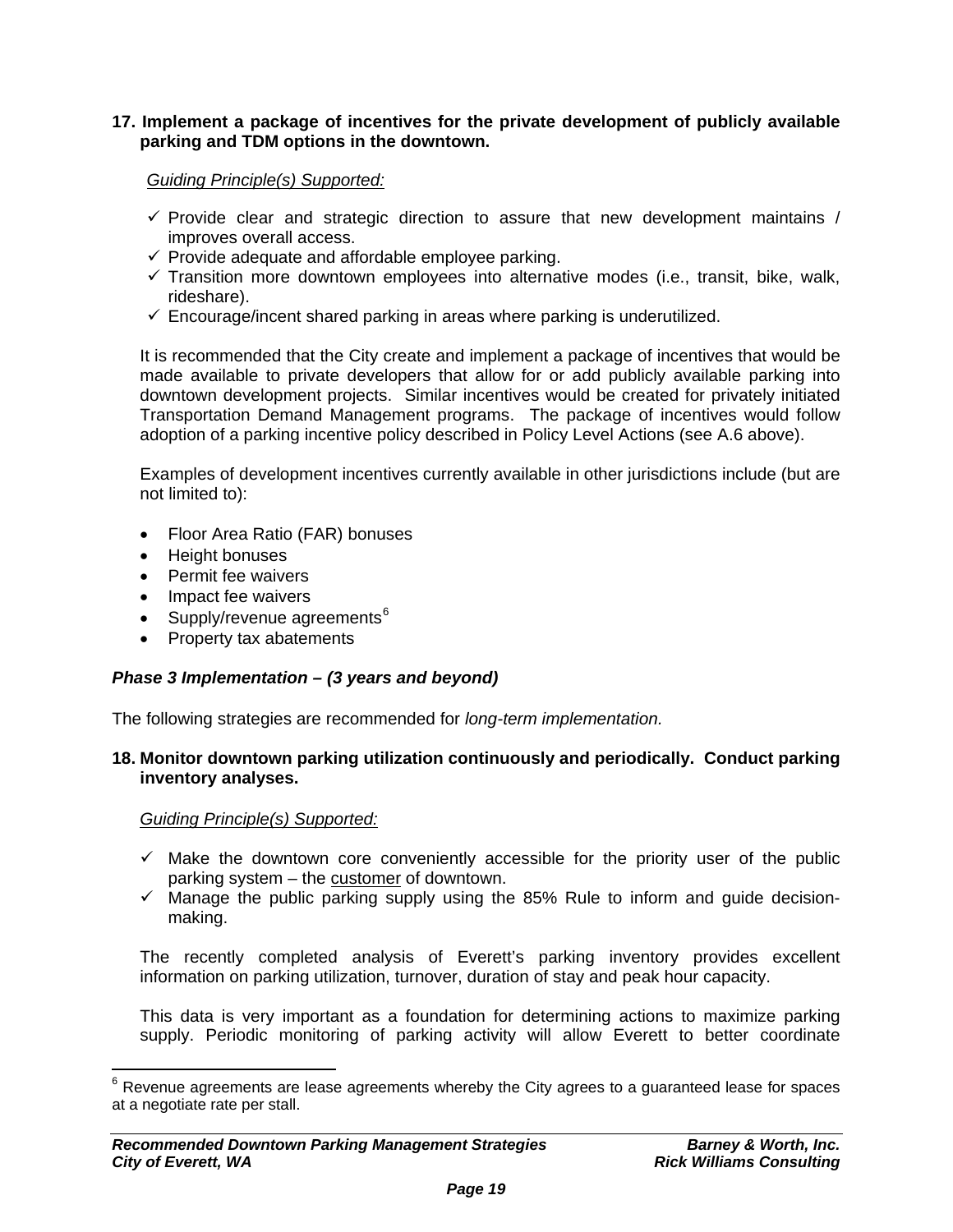**17. Implement a package of incentives for the private development of publicly available parking and TDM options in the downtown.**

*Guiding Principle(s) Supported:*

- ✓ Provide clear and strategic direction to assure that new development maintains / improves overall access.
- ✓ Provide adequate and affordable employee parking.
- ✓ Transition more downtown employees into alternative modes (i.e., transit, bike, walk, rideshare).
- ✓ Encourage/incent shared parking in areas where parking is underutilized.

It is recommended that the City create and implement a package of incentives that would be made available to private developers that allow for or add publicly available parking into downtown development projects. Similar incentives would be created for privately initiated Transportation Demand Management programs. The package of incentives would follow adoption of a parking incentive policy described in Policy Level Actions (see A.6 above).

Examples of development incentives currently available in other jurisdictions include (but are not limited to):

- Floor Area Ratio (FAR) bonuses
- Height bonuses
- Permit fee waivers
- Impact fee waivers
- Supply/revenue agreements[6]
- Property tax abatements

***Phase 3 Implementation – (3 years and beyond)***

The following strategies are recommended for *long-term implementation.*

**18. Monitor downtown parking utilization continuously and periodically. Conduct parking inventory analyses.**

*Guiding Principle(s) Supported:*

- ✓ Make the downtown core conveniently accessible for the priority user of the public parking system – the customer of downtown.
- ✓ Manage the public parking supply using the 85% Rule to inform and guide decision-making.

The recently completed analysis of Everett's parking inventory provides excellent information on parking utilization, turnover, duration of stay and peak hour capacity.

This data is very important as a foundation for determining actions to maximize parking supply. Periodic monitoring of parking activity will allow Everett to better coordinate

[6] Revenue agreements are lease agreements whereby the City agrees to a guaranteed lease for spaces at a negotiate rate per stall.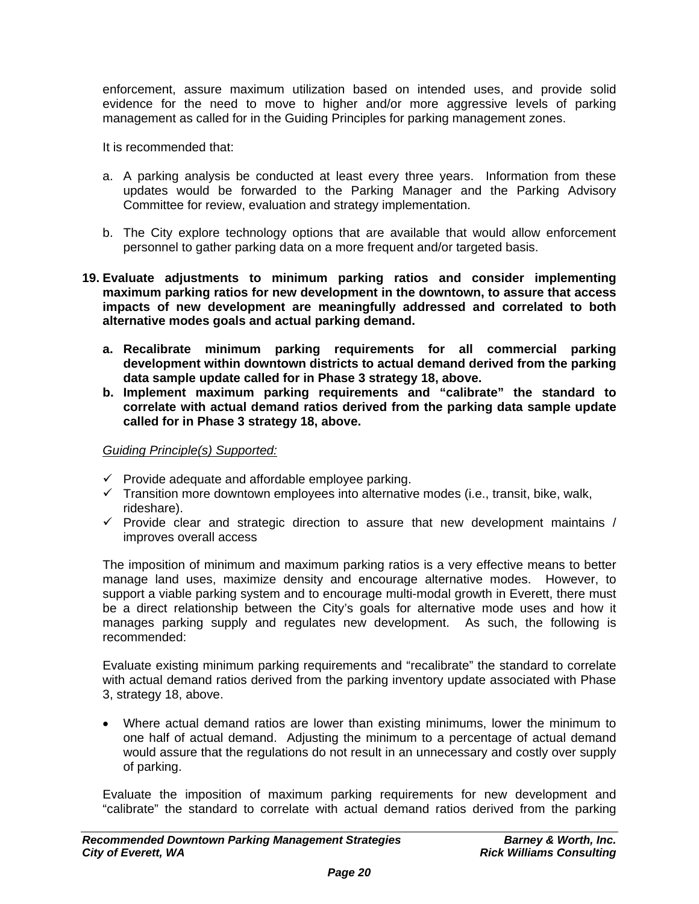enforcement, assure maximum utilization based on intended uses, and provide solid evidence for the need to move to higher and/or more aggressive levels of parking management as called for in the Guiding Principles for parking management zones.

It is recommended that:

a. A parking analysis be conducted at least every three years. Information from these updates would be forwarded to the Parking Manager and the Parking Advisory Committee for review, evaluation and strategy implementation.

b. The City explore technology options that are available that would allow enforcement personnel to gather parking data on a more frequent and/or targeted basis.

**19. Evaluate adjustments to minimum parking ratios and consider implementing maximum parking ratios for new development in the downtown, to assure that access impacts of new development are meaningfully addressed and correlated to both alternative modes goals and actual parking demand.**

**a. Recalibrate minimum parking requirements for all commercial parking development within downtown districts to actual demand derived from the parking data sample update called for in Phase 3 strategy 18, above.**

**b. Implement maximum parking requirements and "calibrate" the standard to correlate with actual demand ratios derived from the parking data sample update called for in Phase 3 strategy 18, above.**

*Guiding Principle(s) Supported:*

- ✓ Provide adequate and affordable employee parking.
- ✓ Transition more downtown employees into alternative modes (i.e., transit, bike, walk, rideshare).
- ✓ Provide clear and strategic direction to assure that new development maintains / improves overall access

The imposition of minimum and maximum parking ratios is a very effective means to better manage land uses, maximize density and encourage alternative modes. However, to support a viable parking system and to encourage multi-modal growth in Everett, there must be a direct relationship between the City's goals for alternative mode uses and how it manages parking supply and regulates new development. As such, the following is recommended:

Evaluate existing minimum parking requirements and "recalibrate" the standard to correlate with actual demand ratios derived from the parking inventory update associated with Phase 3, strategy 18, above.

- Where actual demand ratios are lower than existing minimums, lower the minimum to one half of actual demand. Adjusting the minimum to a percentage of actual demand would assure that the regulations do not result in an unnecessary and costly over supply of parking.

Evaluate the imposition of maximum parking requirements for new development and "calibrate" the standard to correlate with actual demand ratios derived from the parking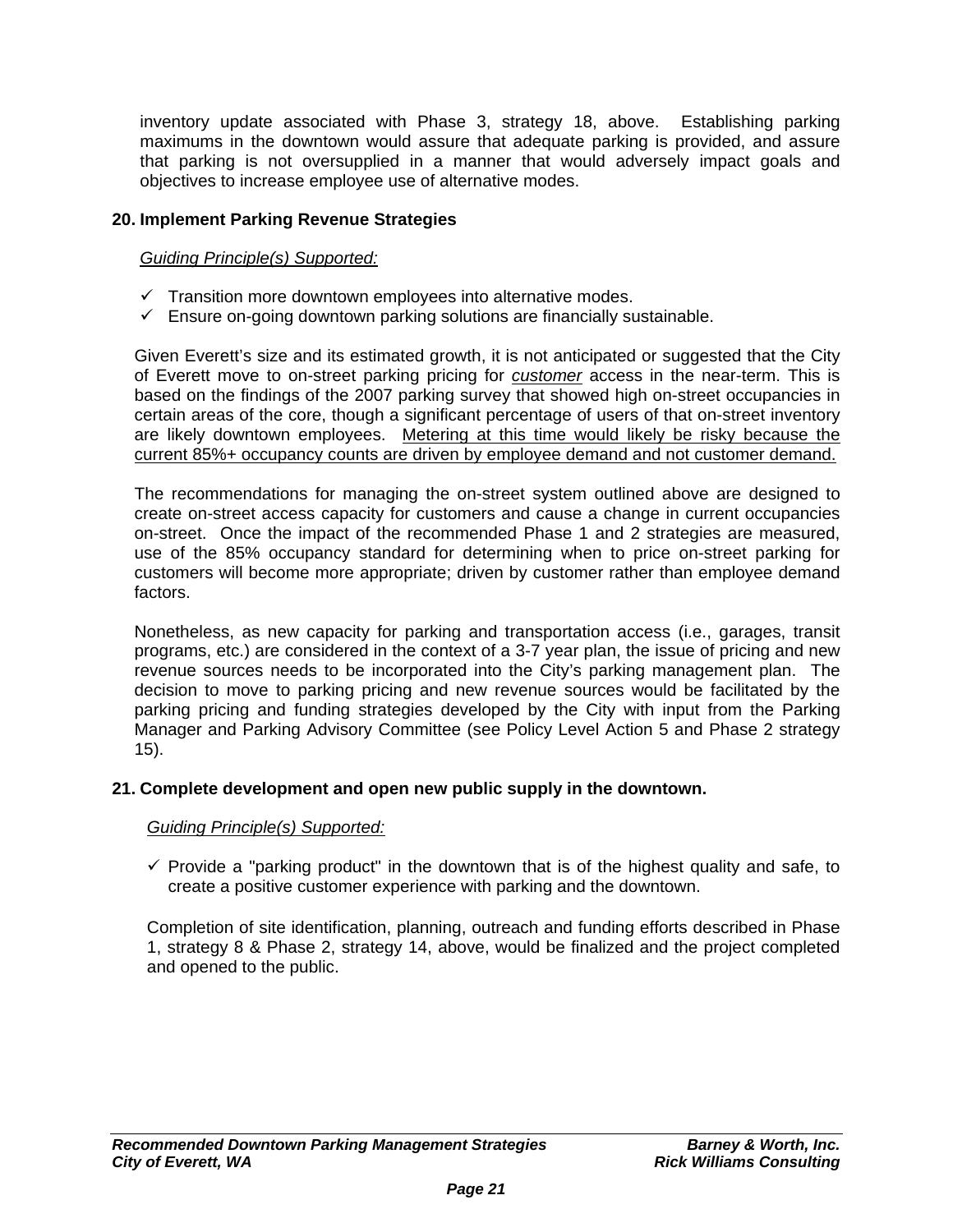inventory update associated with Phase 3, strategy 18, above. Establishing parking maximums in the downtown would assure that adequate parking is provided, and assure that parking is not oversupplied in a manner that would adversely impact goals and objectives to increase employee use of alternative modes.

**20. Implement Parking Revenue Strategies**

<u>*Guiding Principle(s) Supported:*</u>

- ✓ Transition more downtown employees into alternative modes.
- ✓ Ensure on-going downtown parking solutions are financially sustainable.

Given Everett's size and its estimated growth, it is not anticipated or suggested that the City of Everett move to on-street parking pricing for <u>*customer*</u> access in the near-term. This is based on the findings of the 2007 parking survey that showed high on-street occupancies in certain areas of the core, though a significant percentage of users of that on-street inventory are likely downtown employees. <u>Metering at this time would likely be risky because the current 85%+ occupancy counts are driven by employee demand and not customer demand.</u>

The recommendations for managing the on-street system outlined above are designed to create on-street access capacity for customers and cause a change in current occupancies on-street. Once the impact of the recommended Phase 1 and 2 strategies are measured, use of the 85% occupancy standard for determining when to price on-street parking for customers will become more appropriate; driven by customer rather than employee demand factors.

Nonetheless, as new capacity for parking and transportation access (i.e., garages, transit programs, etc.) are considered in the context of a 3-7 year plan, the issue of pricing and new revenue sources needs to be incorporated into the City's parking management plan. The decision to move to parking pricing and new revenue sources would be facilitated by the parking pricing and funding strategies developed by the City with input from the Parking Manager and Parking Advisory Committee (see Policy Level Action 5 and Phase 2 strategy 15).

**21. Complete development and open new public supply in the downtown.**

<u>*Guiding Principle(s) Supported:*</u>

- ✓ Provide a "parking product" in the downtown that is of the highest quality and safe, to create a positive customer experience with parking and the downtown.

Completion of site identification, planning, outreach and funding efforts described in Phase 1, strategy 8 & Phase 2, strategy 14, above, would be finalized and the project completed and opened to the public.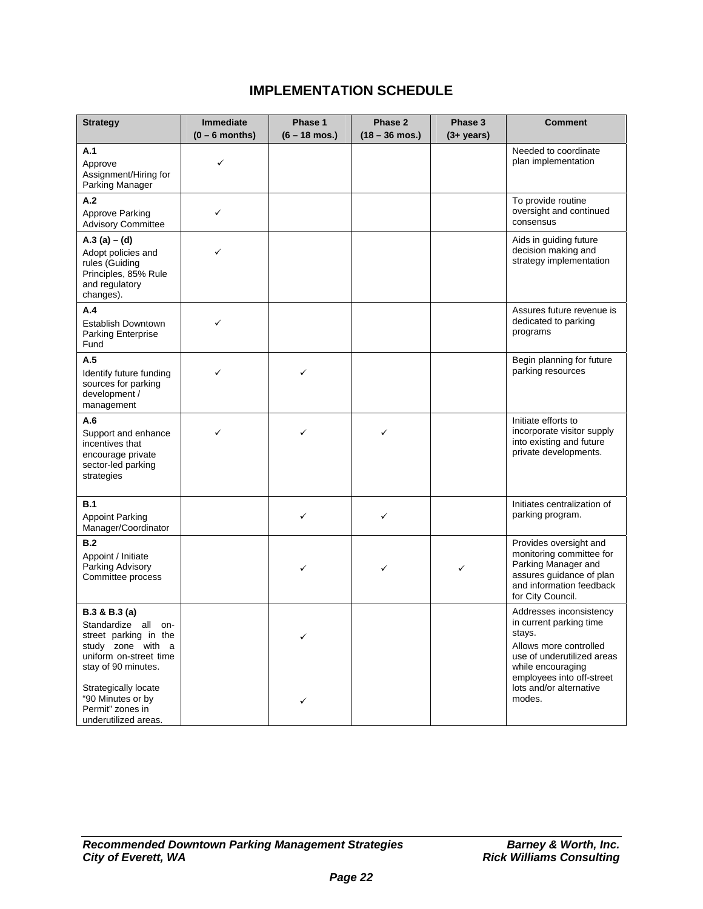# IMPLEMENTATION SCHEDULE

| Strategy | Immediate (0 – 6 months) | Phase 1 (6 – 18 mos.) | Phase 2 (18 – 36 mos.) | Phase 3 (3+ years) | Comment |
|---|---|---|---|---|---|
| **A.1** Approve Assignment/Hiring for Parking Manager | ✓ | | | | Needed to coordinate plan implementation |
| **A.2** Approve Parking Advisory Committee | ✓ | | | | To provide routine oversight and continued consensus |
| **A.3 (a) – (d)** Adopt policies and rules (Guiding Principles, 85% Rule and regulatory changes). | ✓ | | | | Aids in guiding future decision making and strategy implementation |
| **A.4** Establish Downtown Parking Enterprise Fund | ✓ | | | | Assures future revenue is dedicated to parking programs |
| **A.5** Identify future funding sources for parking development / management | ✓ | ✓ | | | Begin planning for future parking resources |
| **A.6** Support and enhance incentives that encourage private sector-led parking strategies | ✓ | ✓ | ✓ | | Initiate efforts to incorporate visitor supply into existing and future private developments. |
| **B.1** Appoint Parking Manager/Coordinator | | ✓ | ✓ | | Initiates centralization of parking program. |
| **B.2** Appoint / Initiate Parking Advisory Committee process | | ✓ | ✓ | ✓ | Provides oversight and monitoring committee for Parking Manager and assures guidance of plan and information feedback for City Council. |
| **B.3 & B.3 (a)** Standardize all on-street parking in the study zone with a uniform on-street time stay of 90 minutes. | | ✓ | | | Addresses inconsistency in current parking time stays. |
| Strategically locate "90 Minutes or by Permit" zones in underutilized areas. | | ✓ | | | Allows more controlled use of underutilized areas while encouraging employees into off-street lots and/or alternative modes. |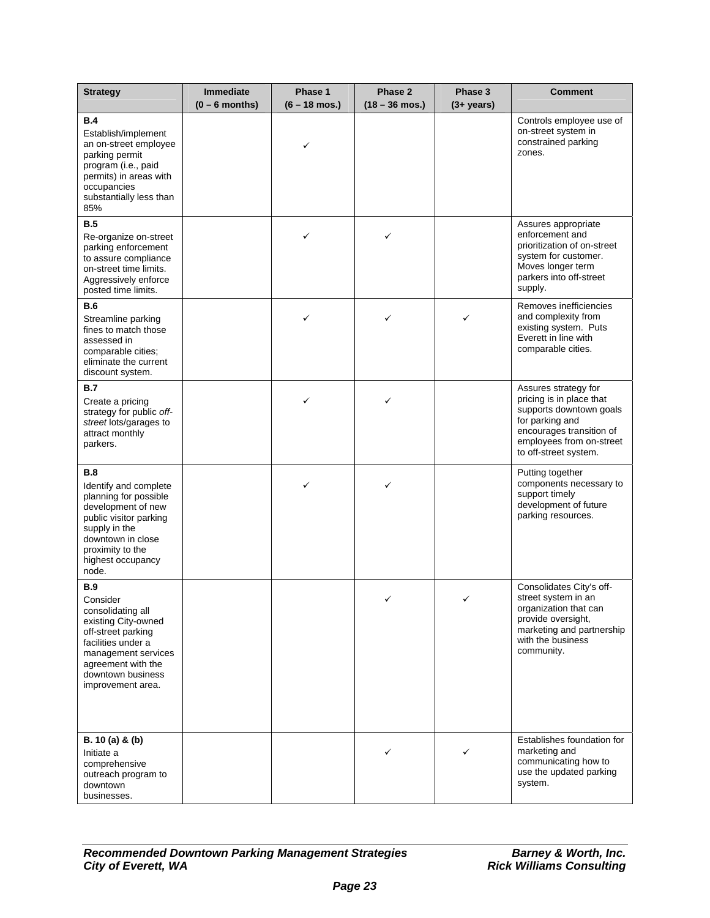| Strategy | Immediate (0 – 6 months) | Phase 1 (6 – 18 mos.) | Phase 2 (18 – 36 mos.) | Phase 3 (3+ years) | Comment |
|---|---|---|---|---|---|
| **B.4** Establish/implement an on-street employee parking permit program (i.e., paid permits) in areas with occupancies substantially less than 85% | | ✓ | | | Controls employee use of on-street system in constrained parking zones. |
| **B.5** Re-organize on-street parking enforcement to assure compliance on-street time limits. Aggressively enforce posted time limits. | | ✓ | ✓ | | Assures appropriate enforcement and prioritization of on-street system for customer. Moves longer term parkers into off-street supply. |
| **B.6** Streamline parking fines to match those assessed in comparable cities; eliminate the current discount system. | | ✓ | ✓ | ✓ | Removes inefficiencies and complexity from existing system. Puts Everett in line with comparable cities. |
| **B.7** Create a pricing strategy for public *off-street* lots/garages to attract monthly parkers. | | ✓ | ✓ | | Assures strategy for pricing is in place that supports downtown goals for parking and encourages transition of employees from on-street to off-street system. |
| **B.8** Identify and complete planning for possible development of new public visitor parking supply in the downtown in close proximity to the highest occupancy node. | | ✓ | ✓ | | Putting together components necessary to support timely development of future parking resources. |
| **B.9** Consider consolidating all existing City-owned off-street parking facilities under a management services agreement with the downtown business improvement area. | | | ✓ | ✓ | Consolidates City's off-street system in an organization that can provide oversight, marketing and partnership with the business community. |
| **B. 10 (a) & (b)** Initiate a comprehensive outreach program to downtown businesses. | | | ✓ | ✓ | Establishes foundation for marketing and communicating how to use the updated parking system. |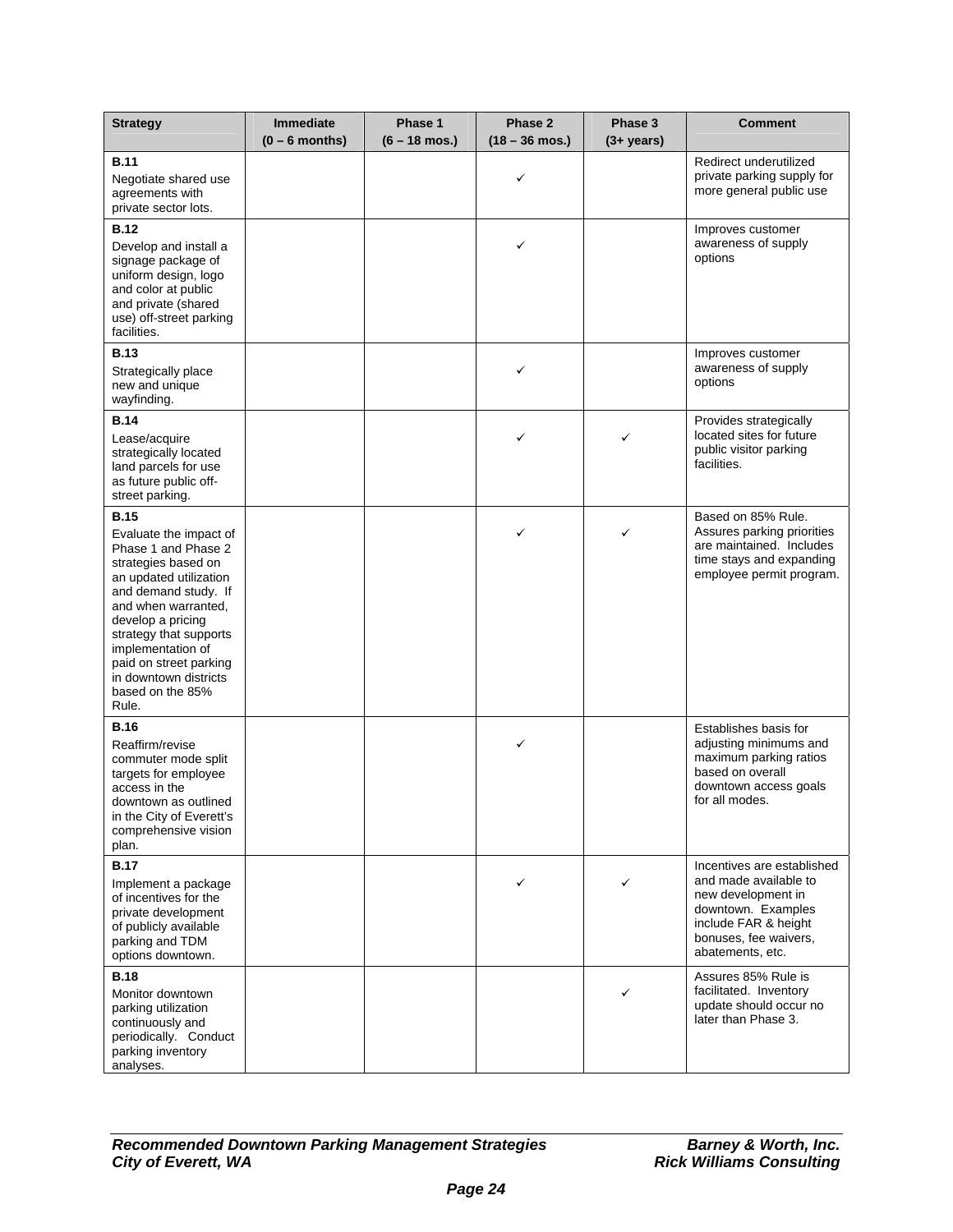| Strategy | Immediate (0 – 6 months) | Phase 1 (6 – 18 mos.) | Phase 2 (18 – 36 mos.) | Phase 3 (3+ years) | Comment |
|---|---|---|---|---|---|
| **B.11** Negotiate shared use agreements with private sector lots. | | | ✓ | | Redirect underutilized private parking supply for more general public use |
| **B.12** Develop and install a signage package of uniform design, logo and color at public and private (shared use) off-street parking facilities. | | | ✓ | | Improves customer awareness of supply options |
| **B.13** Strategically place new and unique wayfinding. | | | ✓ | | Improves customer awareness of supply options |
| **B.14** Lease/acquire strategically located land parcels for use as future public off-street parking. | | | ✓ | ✓ | Provides strategically located sites for future public visitor parking facilities. |
| **B.15** Evaluate the impact of Phase 1 and Phase 2 strategies based on an updated utilization and demand study. If and when warranted, develop a pricing strategy that supports implementation of paid on street parking in downtown districts based on the 85% Rule. | | | ✓ | ✓ | Based on 85% Rule. Assures parking priorities are maintained. Includes time stays and expanding employee permit program. |
| **B.16** Reaffirm/revise commuter mode split targets for employee access in the downtown as outlined in the City of Everett's comprehensive vision plan. | | | ✓ | | Establishes basis for adjusting minimums and maximum parking ratios based on overall downtown access goals for all modes. |
| **B.17** Implement a package of incentives for the private development of publicly available parking and TDM options downtown. | | | ✓ | ✓ | Incentives are established and made available to new development in downtown. Examples include FAR & height bonuses, fee waivers, abatements, etc. |
| **B.18** Monitor downtown parking utilization continuously and periodically. Conduct parking inventory analyses. | | | | ✓ | Assures 85% Rule is facilitated. Inventory update should occur no later than Phase 3. |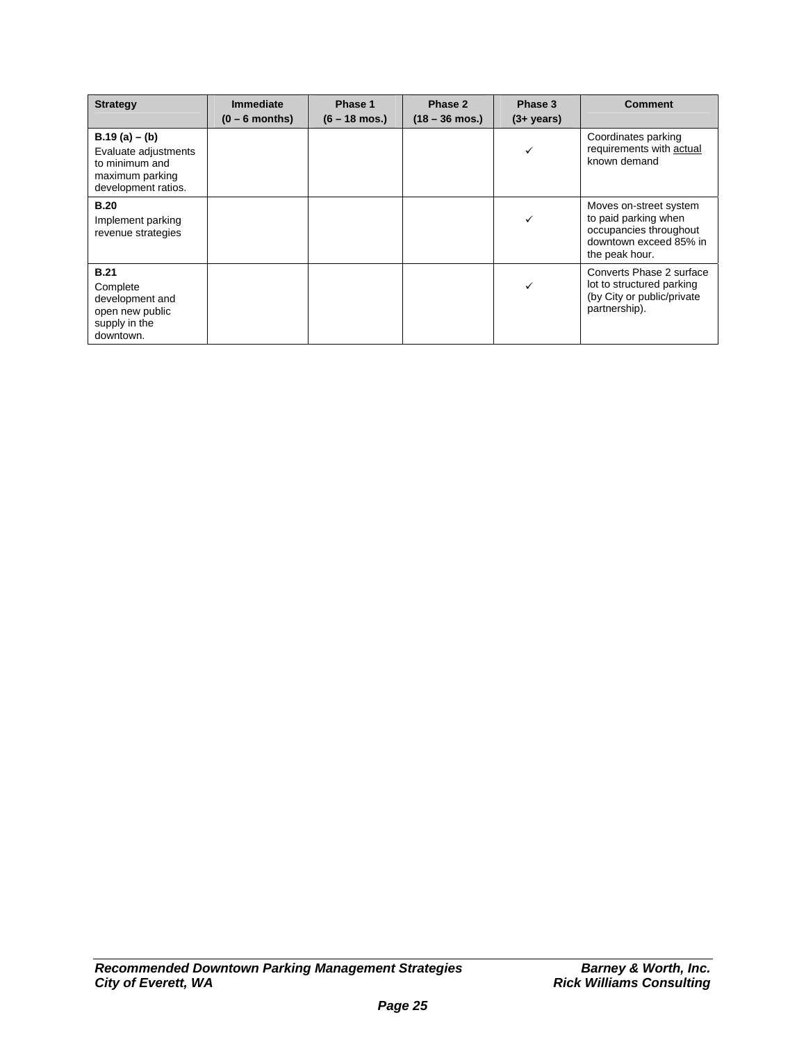| Strategy | Immediate (0 – 6 months) | Phase 1 (6 – 18 mos.) | Phase 2 (18 – 36 mos.) | Phase 3 (3+ years) | Comment |
|---|---|---|---|---|---|
| **B.19 (a) – (b)** Evaluate adjustments to minimum and maximum parking development ratios. | | | | ✓ | Coordinates parking requirements with actual known demand |
| **B.20** Implement parking revenue strategies | | | | ✓ | Moves on-street system to paid parking when occupancies throughout downtown exceed 85% in the peak hour. |
| **B.21** Complete development and open new public supply in the downtown. | | | | ✓ | Converts Phase 2 surface lot to structured parking (by City or public/private partnership). |